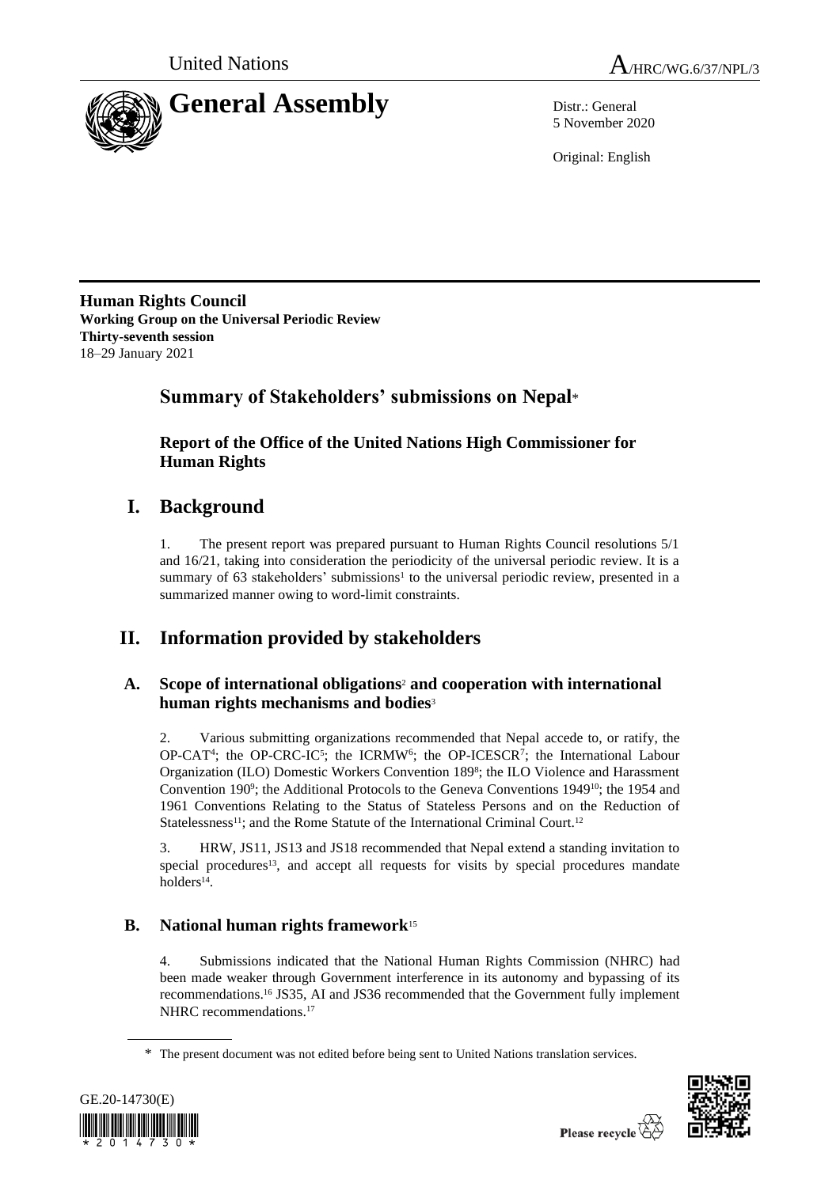United Nations A/HRC/WG.6/37/NPL/3

# General Assembly

Distr.: General
5 November 2020

Original: English

**Human Rights Council**
**Working Group on the Universal Periodic Review**
**Thirty-seventh session**
18–29 January 2021

## Summary of Stakeholders' submissions on Nepal*

### Report of the Office of the United Nations High Commissioner for Human Rights

# I. Background

1. The present report was prepared pursuant to Human Rights Council resolutions 5/1 and 16/21, taking into consideration the periodicity of the universal periodic review. It is a summary of 63 stakeholders' submissions[1] to the universal periodic review, presented in a summarized manner owing to word-limit constraints.

# II. Information provided by stakeholders

## A. Scope of international obligations[2] and cooperation with international human rights mechanisms and bodies[3]

2. Various submitting organizations recommended that Nepal accede to, or ratify, the OP-CAT[4]; the OP-CRC-IC[5]; the ICRMW[6]; the OP-ICESCR[7]; the International Labour Organization (ILO) Domestic Workers Convention 189[8]; the ILO Violence and Harassment Convention 190[9]; the Additional Protocols to the Geneva Conventions 1949[10]; the 1954 and 1961 Conventions Relating to the Status of Stateless Persons and on the Reduction of Statelessness[11]; and the Rome Statute of the International Criminal Court.[12]

3. HRW, JS11, JS13 and JS18 recommended that Nepal extend a standing invitation to special procedures[13], and accept all requests for visits by special procedures mandate holders[14].

## B. National human rights framework[15]

4. Submissions indicated that the National Human Rights Commission (NHRC) had been made weaker through Government interference in its autonomy and bypassing of its recommendations.[16] JS35, AI and JS36 recommended that the Government fully implement NHRC recommendations.[17]

---

\* The present document was not edited before being sent to United Nations translation services.

GE.20-14730(E)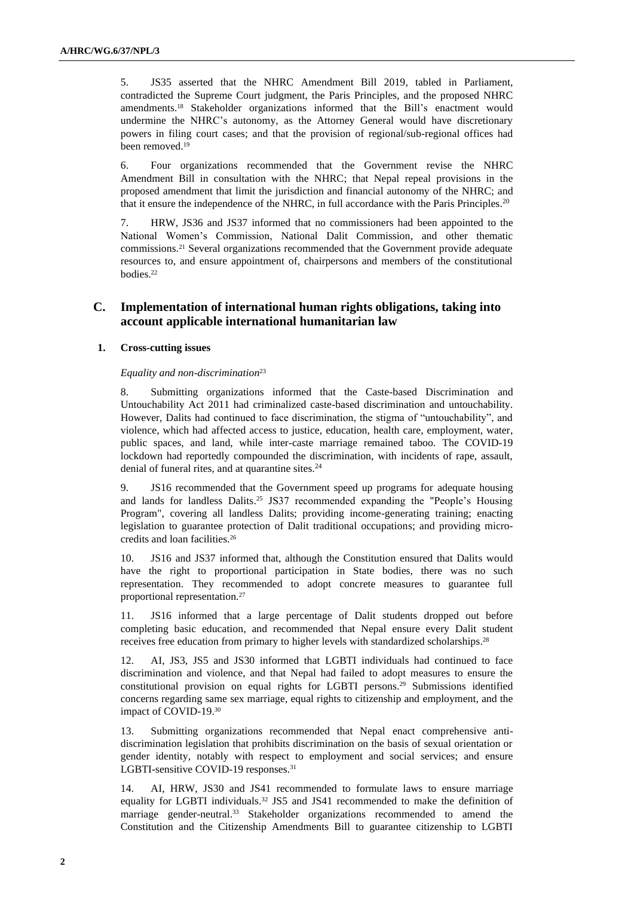5. JS35 asserted that the NHRC Amendment Bill 2019, tabled in Parliament, contradicted the Supreme Court judgment, the Paris Principles, and the proposed NHRC amendments.[18] Stakeholder organizations informed that the Bill's enactment would undermine the NHRC's autonomy, as the Attorney General would have discretionary powers in filing court cases; and that the provision of regional/sub-regional offices had been removed.[19]

6. Four organizations recommended that the Government revise the NHRC Amendment Bill in consultation with the NHRC; that Nepal repeal provisions in the proposed amendment that limit the jurisdiction and financial autonomy of the NHRC; and that it ensure the independence of the NHRC, in full accordance with the Paris Principles.[20]

7. HRW, JS36 and JS37 informed that no commissioners had been appointed to the National Women's Commission, National Dalit Commission, and other thematic commissions.[21] Several organizations recommended that the Government provide adequate resources to, and ensure appointment of, chairpersons and members of the constitutional bodies.[22]

## C. Implementation of international human rights obligations, taking into account applicable international humanitarian law

### 1. Cross-cutting issues

*Equality and non-discrimination*[23]

8. Submitting organizations informed that the Caste-based Discrimination and Untouchability Act 2011 had criminalized caste-based discrimination and untouchability. However, Dalits had continued to face discrimination, the stigma of "untouchability", and violence, which had affected access to justice, education, health care, employment, water, public spaces, and land, while inter-caste marriage remained taboo. The COVID-19 lockdown had reportedly compounded the discrimination, with incidents of rape, assault, denial of funeral rites, and at quarantine sites.[24]

9. JS16 recommended that the Government speed up programs for adequate housing and lands for landless Dalits.[25] JS37 recommended expanding the "People's Housing Program", covering all landless Dalits; providing income-generating training; enacting legislation to guarantee protection of Dalit traditional occupations; and providing micro-credits and loan facilities.[26]

10. JS16 and JS37 informed that, although the Constitution ensured that Dalits would have the right to proportional participation in State bodies, there was no such representation. They recommended to adopt concrete measures to guarantee full proportional representation.[27]

11. JS16 informed that a large percentage of Dalit students dropped out before completing basic education, and recommended that Nepal ensure every Dalit student receives free education from primary to higher levels with standardized scholarships.[28]

12. AI, JS3, JS5 and JS30 informed that LGBTI individuals had continued to face discrimination and violence, and that Nepal had failed to adopt measures to ensure the constitutional provision on equal rights for LGBTI persons.[29] Submissions identified concerns regarding same sex marriage, equal rights to citizenship and employment, and the impact of COVID-19.[30]

13. Submitting organizations recommended that Nepal enact comprehensive anti-discrimination legislation that prohibits discrimination on the basis of sexual orientation or gender identity, notably with respect to employment and social services; and ensure LGBTI-sensitive COVID-19 responses.[31]

14. AI, HRW, JS30 and JS41 recommended to formulate laws to ensure marriage equality for LGBTI individuals.[32] JS5 and JS41 recommended to make the definition of marriage gender-neutral.[33] Stakeholder organizations recommended to amend the Constitution and the Citizenship Amendments Bill to guarantee citizenship to LGBTI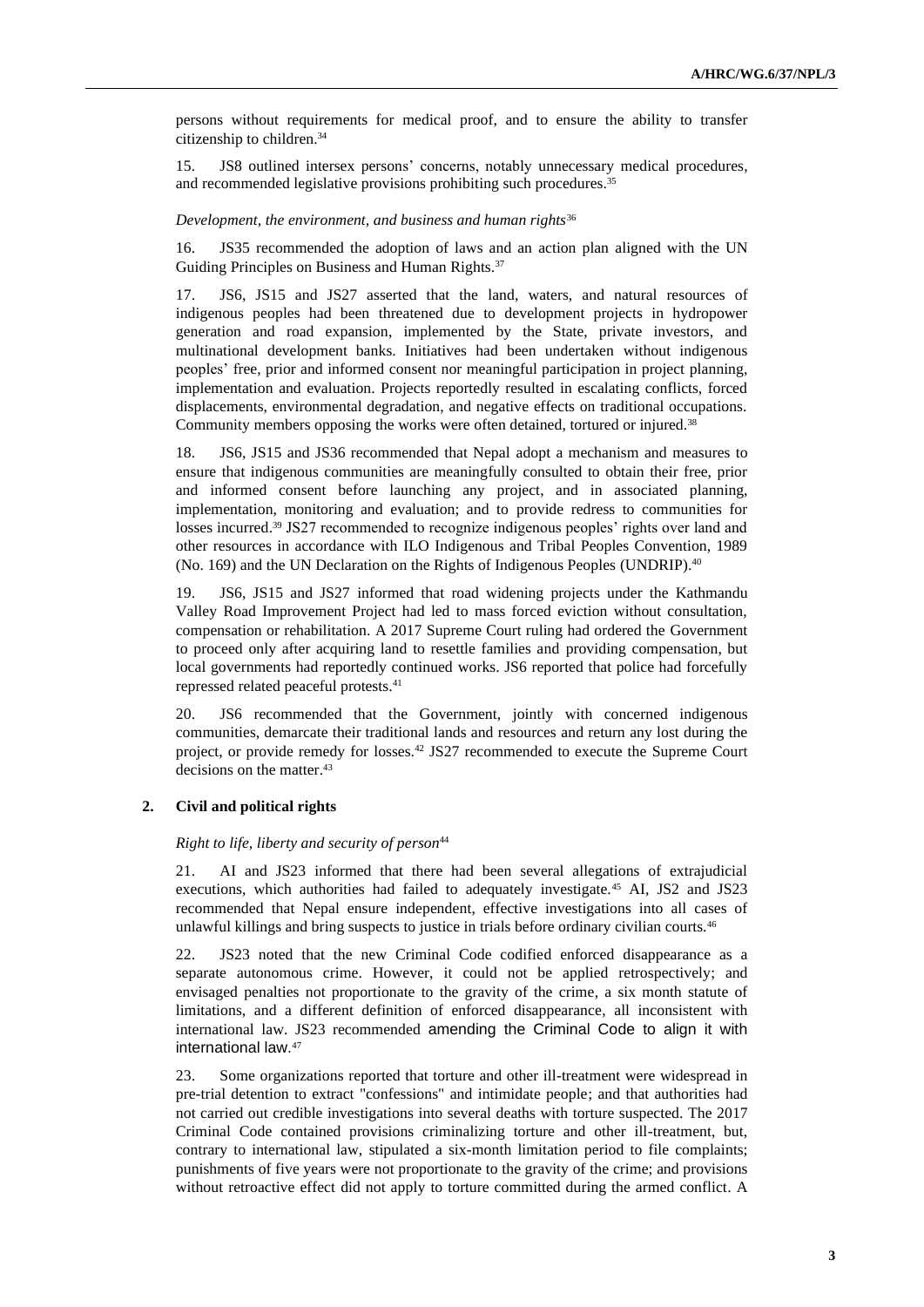persons without requirements for medical proof, and to ensure the ability to transfer citizenship to children.[34]

15. JS8 outlined intersex persons' concerns, notably unnecessary medical procedures, and recommended legislative provisions prohibiting such procedures.[35]

*Development, the environment, and business and human rights*[36]

16. JS35 recommended the adoption of laws and an action plan aligned with the UN Guiding Principles on Business and Human Rights.[37]

17. JS6, JS15 and JS27 asserted that the land, waters, and natural resources of indigenous peoples had been threatened due to development projects in hydropower generation and road expansion, implemented by the State, private investors, and multinational development banks. Initiatives had been undertaken without indigenous peoples' free, prior and informed consent nor meaningful participation in project planning, implementation and evaluation. Projects reportedly resulted in escalating conflicts, forced displacements, environmental degradation, and negative effects on traditional occupations. Community members opposing the works were often detained, tortured or injured.[38]

18. JS6, JS15 and JS36 recommended that Nepal adopt a mechanism and measures to ensure that indigenous communities are meaningfully consulted to obtain their free, prior and informed consent before launching any project, and in associated planning, implementation, monitoring and evaluation; and to provide redress to communities for losses incurred.[39] JS27 recommended to recognize indigenous peoples' rights over land and other resources in accordance with ILO Indigenous and Tribal Peoples Convention, 1989 (No. 169) and the UN Declaration on the Rights of Indigenous Peoples (UNDRIP).[40]

19. JS6, JS15 and JS27 informed that road widening projects under the Kathmandu Valley Road Improvement Project had led to mass forced eviction without consultation, compensation or rehabilitation. A 2017 Supreme Court ruling had ordered the Government to proceed only after acquiring land to resettle families and providing compensation, but local governments had reportedly continued works. JS6 reported that police had forcefully repressed related peaceful protests.[41]

20. JS6 recommended that the Government, jointly with concerned indigenous communities, demarcate their traditional lands and resources and return any lost during the project, or provide remedy for losses.[42] JS27 recommended to execute the Supreme Court decisions on the matter.[43]

### 2. Civil and political rights

*Right to life, liberty and security of person*[44]

21. AI and JS23 informed that there had been several allegations of extrajudicial executions, which authorities had failed to adequately investigate.[45] AI, JS2 and JS23 recommended that Nepal ensure independent, effective investigations into all cases of unlawful killings and bring suspects to justice in trials before ordinary civilian courts.[46]

22. JS23 noted that the new Criminal Code codified enforced disappearance as a separate autonomous crime. However, it could not be applied retrospectively; and envisaged penalties not proportionate to the gravity of the crime, a six month statute of limitations, and a different definition of enforced disappearance, all inconsistent with international law. JS23 recommended amending the Criminal Code to align it with international law.[47]

23. Some organizations reported that torture and other ill-treatment were widespread in pre-trial detention to extract "confessions" and intimidate people; and that authorities had not carried out credible investigations into several deaths with torture suspected. The 2017 Criminal Code contained provisions criminalizing torture and other ill-treatment, but, contrary to international law, stipulated a six-month limitation period to file complaints; punishments of five years were not proportionate to the gravity of the crime; and provisions without retroactive effect did not apply to torture committed during the armed conflict. A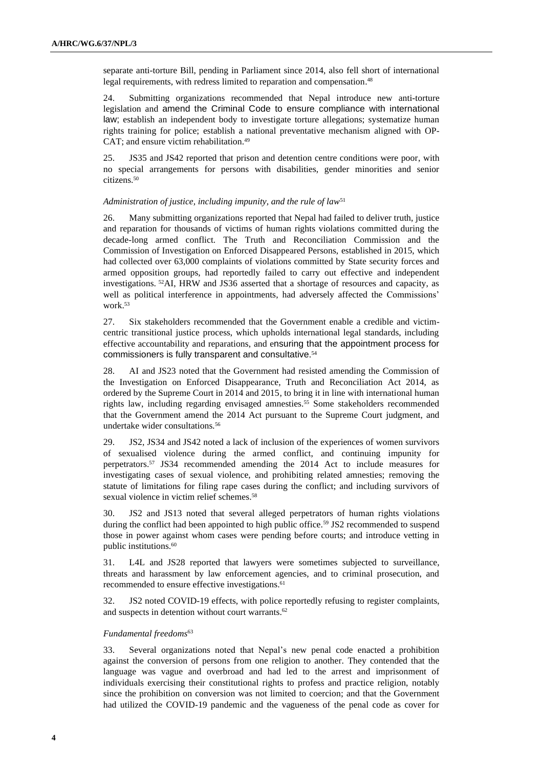separate anti-torture Bill, pending in Parliament since 2014, also fell short of international legal requirements, with redress limited to reparation and compensation.[48]

24. Submitting organizations recommended that Nepal introduce new anti-torture legislation and amend the Criminal Code to ensure compliance with international law; establish an independent body to investigate torture allegations; systematize human rights training for police; establish a national preventative mechanism aligned with OP-CAT; and ensure victim rehabilitation.[49]

25. JS35 and JS42 reported that prison and detention centre conditions were poor, with no special arrangements for persons with disabilities, gender minorities and senior citizens.[50]

*Administration of justice, including impunity, and the rule of law*[51]

26. Many submitting organizations reported that Nepal had failed to deliver truth, justice and reparation for thousands of victims of human rights violations committed during the decade-long armed conflict. The Truth and Reconciliation Commission and the Commission of Investigation on Enforced Disappeared Persons, established in 2015, which had collected over 63,000 complaints of violations committed by State security forces and armed opposition groups, had reportedly failed to carry out effective and independent investigations. [52]AI, HRW and JS36 asserted that a shortage of resources and capacity, as well as political interference in appointments, had adversely affected the Commissions' work.[53]

27. Six stakeholders recommended that the Government enable a credible and victim-centric transitional justice process, which upholds international legal standards, including effective accountability and reparations, and ensuring that the appointment process for commissioners is fully transparent and consultative.[54]

28. AI and JS23 noted that the Government had resisted amending the Commission of the Investigation on Enforced Disappearance, Truth and Reconciliation Act 2014, as ordered by the Supreme Court in 2014 and 2015, to bring it in line with international human rights law, including regarding envisaged amnesties.[55] Some stakeholders recommended that the Government amend the 2014 Act pursuant to the Supreme Court judgment, and undertake wider consultations.[56]

29. JS2, JS34 and JS42 noted a lack of inclusion of the experiences of women survivors of sexualised violence during the armed conflict, and continuing impunity for perpetrators.[57] JS34 recommended amending the 2014 Act to include measures for investigating cases of sexual violence, and prohibiting related amnesties; removing the statute of limitations for filing rape cases during the conflict; and including survivors of sexual violence in victim relief schemes.[58]

30. JS2 and JS13 noted that several alleged perpetrators of human rights violations during the conflict had been appointed to high public office.[59] JS2 recommended to suspend those in power against whom cases were pending before courts; and introduce vetting in public institutions.[60]

31. L4L and JS28 reported that lawyers were sometimes subjected to surveillance, threats and harassment by law enforcement agencies, and to criminal prosecution, and recommended to ensure effective investigations.[61]

32. JS2 noted COVID-19 effects, with police reportedly refusing to register complaints, and suspects in detention without court warrants.[62]

*Fundamental freedoms*[63]

33. Several organizations noted that Nepal's new penal code enacted a prohibition against the conversion of persons from one religion to another. They contended that the language was vague and overbroad and had led to the arrest and imprisonment of individuals exercising their constitutional rights to profess and practice religion, notably since the prohibition on conversion was not limited to coercion; and that the Government had utilized the COVID-19 pandemic and the vagueness of the penal code as cover for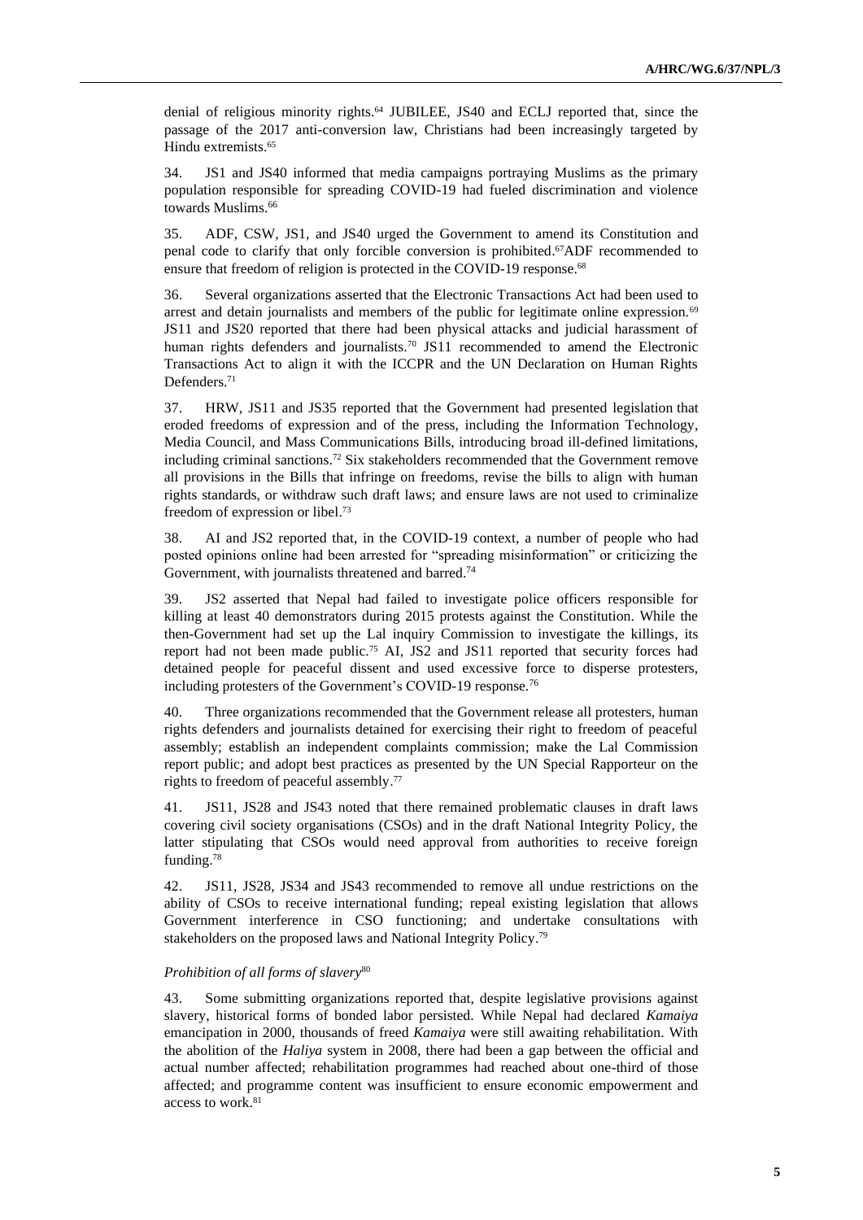denial of religious minority rights.[64] JUBILEE, JS40 and ECLJ reported that, since the passage of the 2017 anti-conversion law, Christians had been increasingly targeted by Hindu extremists.[65]

34. JS1 and JS40 informed that media campaigns portraying Muslims as the primary population responsible for spreading COVID-19 had fueled discrimination and violence towards Muslims.[66]

35. ADF, CSW, JS1, and JS40 urged the Government to amend its Constitution and penal code to clarify that only forcible conversion is prohibited.[67] ADF recommended to ensure that freedom of religion is protected in the COVID-19 response.[68]

36. Several organizations asserted that the Electronic Transactions Act had been used to arrest and detain journalists and members of the public for legitimate online expression.[69] JS11 and JS20 reported that there had been physical attacks and judicial harassment of human rights defenders and journalists.[70] JS11 recommended to amend the Electronic Transactions Act to align it with the ICCPR and the UN Declaration on Human Rights Defenders.[71]

37. HRW, JS11 and JS35 reported that the Government had presented legislation that eroded freedoms of expression and of the press, including the Information Technology, Media Council, and Mass Communications Bills, introducing broad ill-defined limitations, including criminal sanctions.[72] Six stakeholders recommended that the Government remove all provisions in the Bills that infringe on freedoms, revise the bills to align with human rights standards, or withdraw such draft laws; and ensure laws are not used to criminalize freedom of expression or libel.[73]

38. AI and JS2 reported that, in the COVID-19 context, a number of people who had posted opinions online had been arrested for "spreading misinformation" or criticizing the Government, with journalists threatened and barred.[74]

39. JS2 asserted that Nepal had failed to investigate police officers responsible for killing at least 40 demonstrators during 2015 protests against the Constitution. While the then-Government had set up the Lal inquiry Commission to investigate the killings, its report had not been made public.[75] AI, JS2 and JS11 reported that security forces had detained people for peaceful dissent and used excessive force to disperse protesters, including protesters of the Government's COVID-19 response.[76]

40. Three organizations recommended that the Government release all protesters, human rights defenders and journalists detained for exercising their right to freedom of peaceful assembly; establish an independent complaints commission; make the Lal Commission report public; and adopt best practices as presented by the UN Special Rapporteur on the rights to freedom of peaceful assembly.[77]

41. JS11, JS28 and JS43 noted that there remained problematic clauses in draft laws covering civil society organisations (CSOs) and in the draft National Integrity Policy, the latter stipulating that CSOs would need approval from authorities to receive foreign funding.[78]

42. JS11, JS28, JS34 and JS43 recommended to remove all undue restrictions on the ability of CSOs to receive international funding; repeal existing legislation that allows Government interference in CSO functioning; and undertake consultations with stakeholders on the proposed laws and National Integrity Policy.[79]

*Prohibition of all forms of slavery*[80]

43. Some submitting organizations reported that, despite legislative provisions against slavery, historical forms of bonded labor persisted. While Nepal had declared *Kamaiya* emancipation in 2000, thousands of freed *Kamaiya* were still awaiting rehabilitation. With the abolition of the *Haliya* system in 2008, there had been a gap between the official and actual number affected; rehabilitation programmes had reached about one-third of those affected; and programme content was insufficient to ensure economic empowerment and access to work.[81]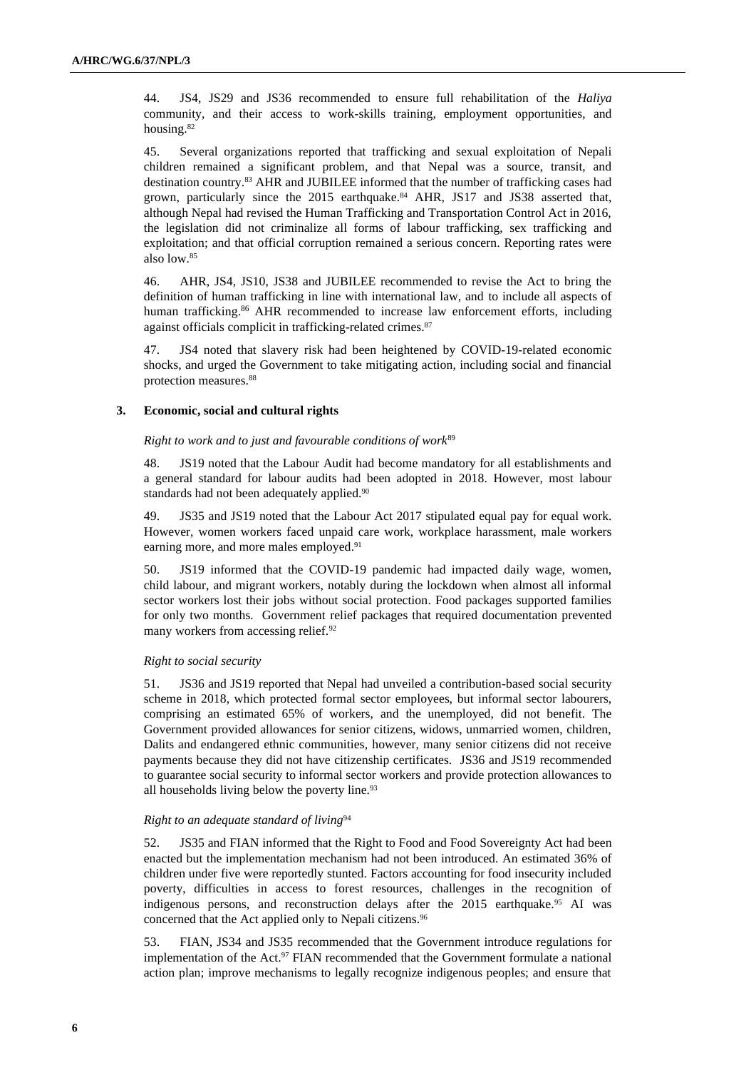44. JS4, JS29 and JS36 recommended to ensure full rehabilitation of the *Haliya* community, and their access to work-skills training, employment opportunities, and housing.[82]

45. Several organizations reported that trafficking and sexual exploitation of Nepali children remained a significant problem, and that Nepal was a source, transit, and destination country.[83] AHR and JUBILEE informed that the number of trafficking cases had grown, particularly since the 2015 earthquake.[84] AHR, JS17 and JS38 asserted that, although Nepal had revised the Human Trafficking and Transportation Control Act in 2016, the legislation did not criminalize all forms of labour trafficking, sex trafficking and exploitation; and that official corruption remained a serious concern. Reporting rates were also low.[85]

46. AHR, JS4, JS10, JS38 and JUBILEE recommended to revise the Act to bring the definition of human trafficking in line with international law, and to include all aspects of human trafficking.[86] AHR recommended to increase law enforcement efforts, including against officials complicit in trafficking-related crimes.[87]

47. JS4 noted that slavery risk had been heightened by COVID-19-related economic shocks, and urged the Government to take mitigating action, including social and financial protection measures.[88]

### 3. Economic, social and cultural rights

*Right to work and to just and favourable conditions of work*[89]

48. JS19 noted that the Labour Audit had become mandatory for all establishments and a general standard for labour audits had been adopted in 2018. However, most labour standards had not been adequately applied.[90]

49. JS35 and JS19 noted that the Labour Act 2017 stipulated equal pay for equal work. However, women workers faced unpaid care work, workplace harassment, male workers earning more, and more males employed.[91]

50. JS19 informed that the COVID-19 pandemic had impacted daily wage, women, child labour, and migrant workers, notably during the lockdown when almost all informal sector workers lost their jobs without social protection. Food packages supported families for only two months. Government relief packages that required documentation prevented many workers from accessing relief.[92]

*Right to social security*

51. JS36 and JS19 reported that Nepal had unveiled a contribution-based social security scheme in 2018, which protected formal sector employees, but informal sector labourers, comprising an estimated 65% of workers, and the unemployed, did not benefit. The Government provided allowances for senior citizens, widows, unmarried women, children, Dalits and endangered ethnic communities, however, many senior citizens did not receive payments because they did not have citizenship certificates. JS36 and JS19 recommended to guarantee social security to informal sector workers and provide protection allowances to all households living below the poverty line.[93]

*Right to an adequate standard of living*[94]

52. JS35 and FIAN informed that the Right to Food and Food Sovereignty Act had been enacted but the implementation mechanism had not been introduced. An estimated 36% of children under five were reportedly stunted. Factors accounting for food insecurity included poverty, difficulties in access to forest resources, challenges in the recognition of indigenous persons, and reconstruction delays after the 2015 earthquake.[95] AI was concerned that the Act applied only to Nepali citizens.[96]

53. FIAN, JS34 and JS35 recommended that the Government introduce regulations for implementation of the Act.[97] FIAN recommended that the Government formulate a national action plan; improve mechanisms to legally recognize indigenous peoples; and ensure that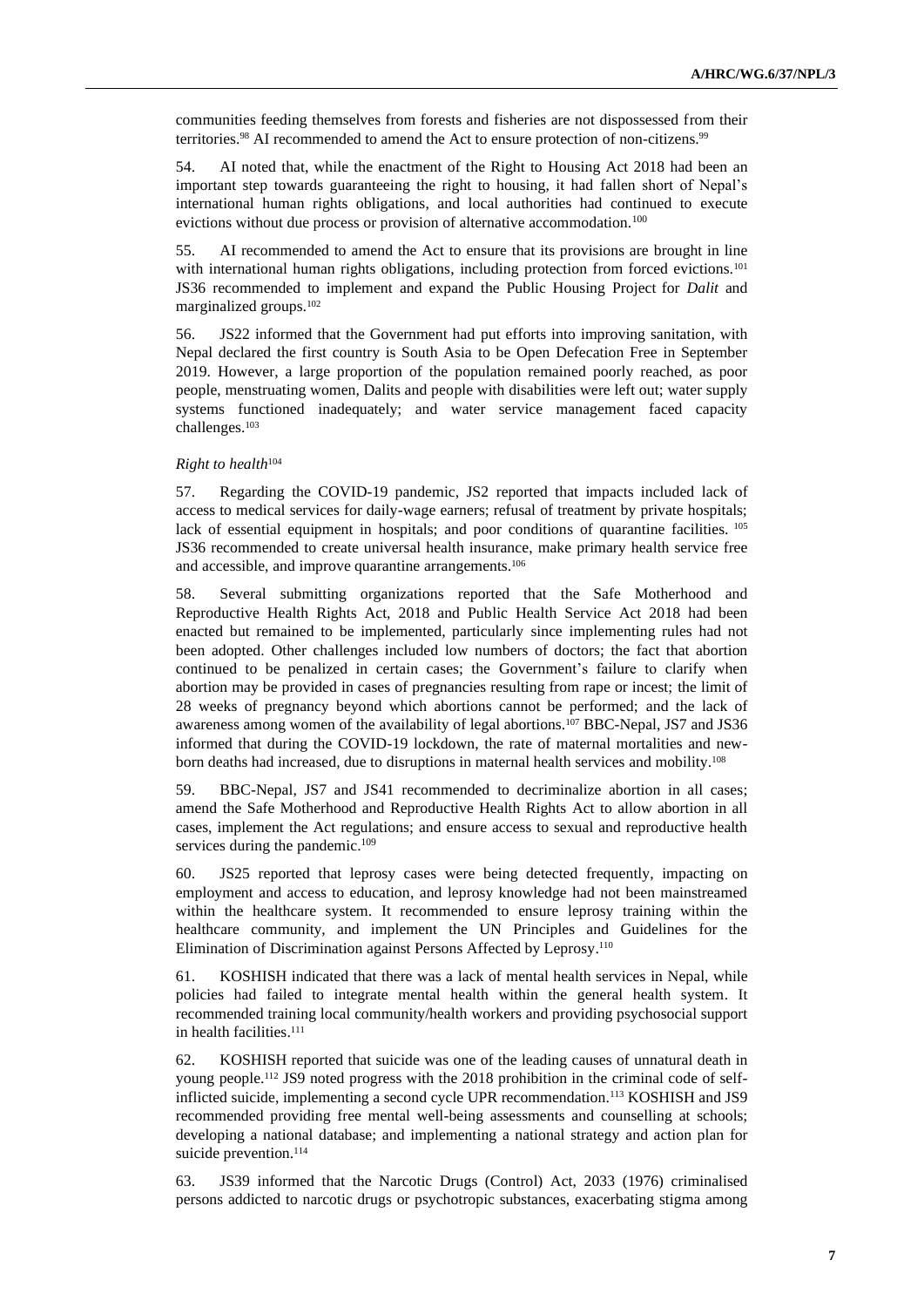communities feeding themselves from forests and fisheries are not dispossessed from their territories.[98] AI recommended to amend the Act to ensure protection of non-citizens.[99]

54. AI noted that, while the enactment of the Right to Housing Act 2018 had been an important step towards guaranteeing the right to housing, it had fallen short of Nepal's international human rights obligations, and local authorities had continued to execute evictions without due process or provision of alternative accommodation.[100]

55. AI recommended to amend the Act to ensure that its provisions are brought in line with international human rights obligations, including protection from forced evictions.[101] JS36 recommended to implement and expand the Public Housing Project for *Dalit* and marginalized groups.[102]

56. JS22 informed that the Government had put efforts into improving sanitation, with Nepal declared the first country is South Asia to be Open Defecation Free in September 2019. However, a large proportion of the population remained poorly reached, as poor people, menstruating women, Dalits and people with disabilities were left out; water supply systems functioned inadequately; and water service management faced capacity challenges.[103]

*Right to health*[104]

57. Regarding the COVID-19 pandemic, JS2 reported that impacts included lack of access to medical services for daily-wage earners; refusal of treatment by private hospitals; lack of essential equipment in hospitals; and poor conditions of quarantine facilities.[105] JS36 recommended to create universal health insurance, make primary health service free and accessible, and improve quarantine arrangements.[106]

58. Several submitting organizations reported that the Safe Motherhood and Reproductive Health Rights Act, 2018 and Public Health Service Act 2018 had been enacted but remained to be implemented, particularly since implementing rules had not been adopted. Other challenges included low numbers of doctors; the fact that abortion continued to be penalized in certain cases; the Government's failure to clarify when abortion may be provided in cases of pregnancies resulting from rape or incest; the limit of 28 weeks of pregnancy beyond which abortions cannot be performed; and the lack of awareness among women of the availability of legal abortions.[107] BBC-Nepal, JS7 and JS36 informed that during the COVID-19 lockdown, the rate of maternal mortalities and new-born deaths had increased, due to disruptions in maternal health services and mobility.[108]

59. BBC-Nepal, JS7 and JS41 recommended to decriminalize abortion in all cases; amend the Safe Motherhood and Reproductive Health Rights Act to allow abortion in all cases, implement the Act regulations; and ensure access to sexual and reproductive health services during the pandemic.[109]

60. JS25 reported that leprosy cases were being detected frequently, impacting on employment and access to education, and leprosy knowledge had not been mainstreamed within the healthcare system. It recommended to ensure leprosy training within the healthcare community, and implement the UN Principles and Guidelines for the Elimination of Discrimination against Persons Affected by Leprosy.[110]

61. KOSHISH indicated that there was a lack of mental health services in Nepal, while policies had failed to integrate mental health within the general health system. It recommended training local community/health workers and providing psychosocial support in health facilities.[111]

62. KOSHISH reported that suicide was one of the leading causes of unnatural death in young people.[112] JS9 noted progress with the 2018 prohibition in the criminal code of self-inflicted suicide, implementing a second cycle UPR recommendation.[113] KOSHISH and JS9 recommended providing free mental well-being assessments and counselling at schools; developing a national database; and implementing a national strategy and action plan for suicide prevention.[114]

63. JS39 informed that the Narcotic Drugs (Control) Act, 2033 (1976) criminalised persons addicted to narcotic drugs or psychotropic substances, exacerbating stigma among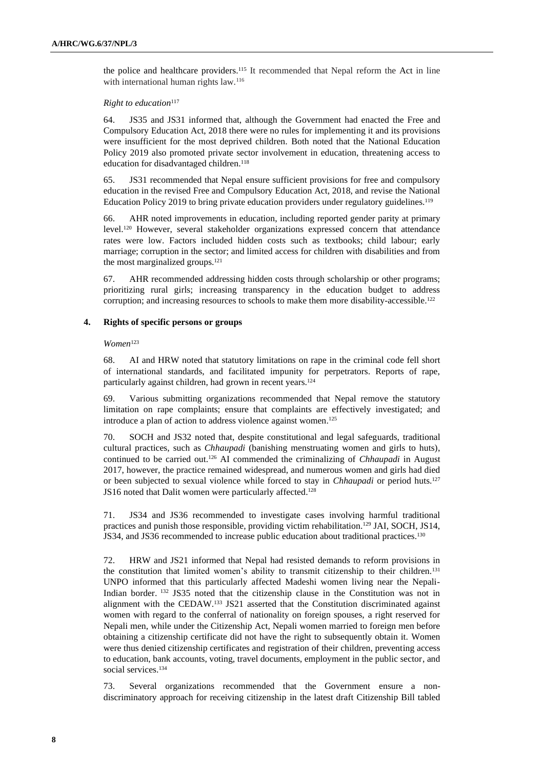the police and healthcare providers.[115] It recommended that Nepal reform the Act in line with international human rights law.[116]

*Right to education*[117]

64. JS35 and JS31 informed that, although the Government had enacted the Free and Compulsory Education Act, 2018 there were no rules for implementing it and its provisions were insufficient for the most deprived children. Both noted that the National Education Policy 2019 also promoted private sector involvement in education, threatening access to education for disadvantaged children.[118]

65. JS31 recommended that Nepal ensure sufficient provisions for free and compulsory education in the revised Free and Compulsory Education Act, 2018, and revise the National Education Policy 2019 to bring private education providers under regulatory guidelines.[119]

66. AHR noted improvements in education, including reported gender parity at primary level.[120] However, several stakeholder organizations expressed concern that attendance rates were low. Factors included hidden costs such as textbooks; child labour; early marriage; corruption in the sector; and limited access for children with disabilities and from the most marginalized groups.[121]

67. AHR recommended addressing hidden costs through scholarship or other programs; prioritizing rural girls; increasing transparency in the education budget to address corruption; and increasing resources to schools to make them more disability-accessible.[122]

### 4. Rights of specific persons or groups

*Women*[123]

68. AI and HRW noted that statutory limitations on rape in the criminal code fell short of international standards, and facilitated impunity for perpetrators. Reports of rape, particularly against children, had grown in recent years.[124]

69. Various submitting organizations recommended that Nepal remove the statutory limitation on rape complaints; ensure that complaints are effectively investigated; and introduce a plan of action to address violence against women.[125]

70. SOCH and JS32 noted that, despite constitutional and legal safeguards, traditional cultural practices, such as *Chhaupadi* (banishing menstruating women and girls to huts), continued to be carried out.[126] AI commended the criminalizing of *Chhaupadi* in August 2017, however, the practice remained widespread, and numerous women and girls had died or been subjected to sexual violence while forced to stay in *Chhaupadi* or period huts.[127] JS16 noted that Dalit women were particularly affected.[128]

71. JS34 and JS36 recommended to investigate cases involving harmful traditional practices and punish those responsible, providing victim rehabilitation.[129] JAI, SOCH, JS14, JS34, and JS36 recommended to increase public education about traditional practices.[130]

72. HRW and JS21 informed that Nepal had resisted demands to reform provisions in the constitution that limited women's ability to transmit citizenship to their children.[131] UNPO informed that this particularly affected Madeshi women living near the Nepali-Indian border.[132] JS35 noted that the citizenship clause in the Constitution was not in alignment with the CEDAW.[133] JS21 asserted that the Constitution discriminated against women with regard to the conferral of nationality on foreign spouses, a right reserved for Nepali men, while under the Citizenship Act, Nepali women married to foreign men before obtaining a citizenship certificate did not have the right to subsequently obtain it. Women were thus denied citizenship certificates and registration of their children, preventing access to education, bank accounts, voting, travel documents, employment in the public sector, and social services.[134]

73. Several organizations recommended that the Government ensure a non-discriminatory approach for receiving citizenship in the latest draft Citizenship Bill tabled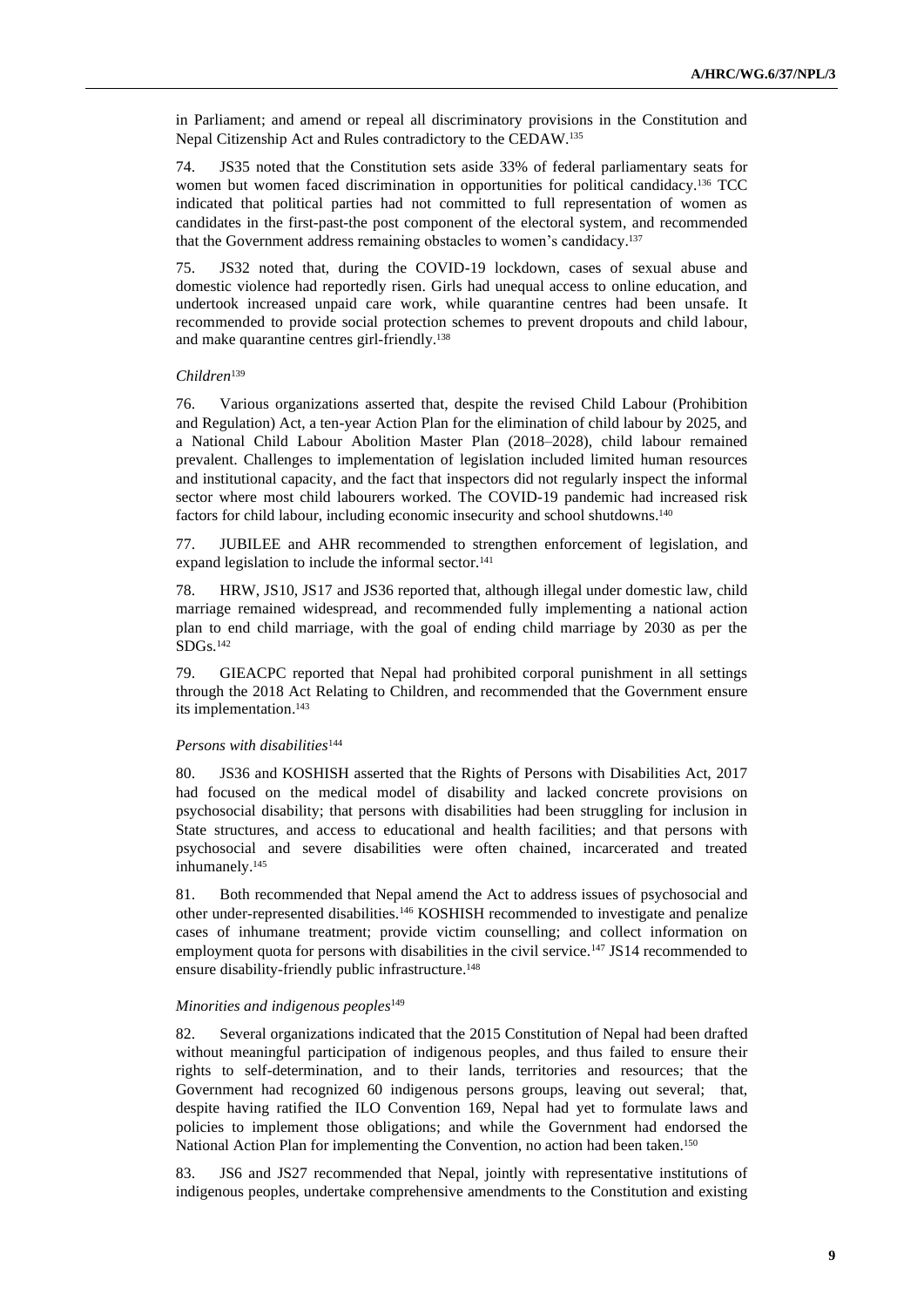in Parliament; and amend or repeal all discriminatory provisions in the Constitution and Nepal Citizenship Act and Rules contradictory to the CEDAW.[135]

74. JS35 noted that the Constitution sets aside 33% of federal parliamentary seats for women but women faced discrimination in opportunities for political candidacy.[136] TCC indicated that political parties had not committed to full representation of women as candidates in the first-past-the post component of the electoral system, and recommended that the Government address remaining obstacles to women's candidacy.[137]

75. JS32 noted that, during the COVID-19 lockdown, cases of sexual abuse and domestic violence had reportedly risen. Girls had unequal access to online education, and undertook increased unpaid care work, while quarantine centres had been unsafe. It recommended to provide social protection schemes to prevent dropouts and child labour, and make quarantine centres girl-friendly.[138]

*Children*[139]

76. Various organizations asserted that, despite the revised Child Labour (Prohibition and Regulation) Act, a ten-year Action Plan for the elimination of child labour by 2025, and a National Child Labour Abolition Master Plan (2018–2028), child labour remained prevalent. Challenges to implementation of legislation included limited human resources and institutional capacity, and the fact that inspectors did not regularly inspect the informal sector where most child labourers worked. The COVID-19 pandemic had increased risk factors for child labour, including economic insecurity and school shutdowns.[140]

77. JUBILEE and AHR recommended to strengthen enforcement of legislation, and expand legislation to include the informal sector.[141]

78. HRW, JS10, JS17 and JS36 reported that, although illegal under domestic law, child marriage remained widespread, and recommended fully implementing a national action plan to end child marriage, with the goal of ending child marriage by 2030 as per the SDGs.[142]

79. GIEACPC reported that Nepal had prohibited corporal punishment in all settings through the 2018 Act Relating to Children, and recommended that the Government ensure its implementation.[143]

*Persons with disabilities*[144]

80. JS36 and KOSHISH asserted that the Rights of Persons with Disabilities Act, 2017 had focused on the medical model of disability and lacked concrete provisions on psychosocial disability; that persons with disabilities had been struggling for inclusion in State structures, and access to educational and health facilities; and that persons with psychosocial and severe disabilities were often chained, incarcerated and treated inhumanely.[145]

81. Both recommended that Nepal amend the Act to address issues of psychosocial and other under-represented disabilities.[146] KOSHISH recommended to investigate and penalize cases of inhumane treatment; provide victim counselling; and collect information on employment quota for persons with disabilities in the civil service.[147] JS14 recommended to ensure disability-friendly public infrastructure.[148]

*Minorities and indigenous peoples*[149]

82. Several organizations indicated that the 2015 Constitution of Nepal had been drafted without meaningful participation of indigenous peoples, and thus failed to ensure their rights to self-determination, and to their lands, territories and resources; that the Government had recognized 60 indigenous persons groups, leaving out several; that, despite having ratified the ILO Convention 169, Nepal had yet to formulate laws and policies to implement those obligations; and while the Government had endorsed the National Action Plan for implementing the Convention, no action had been taken.[150]

83. JS6 and JS27 recommended that Nepal, jointly with representative institutions of indigenous peoples, undertake comprehensive amendments to the Constitution and existing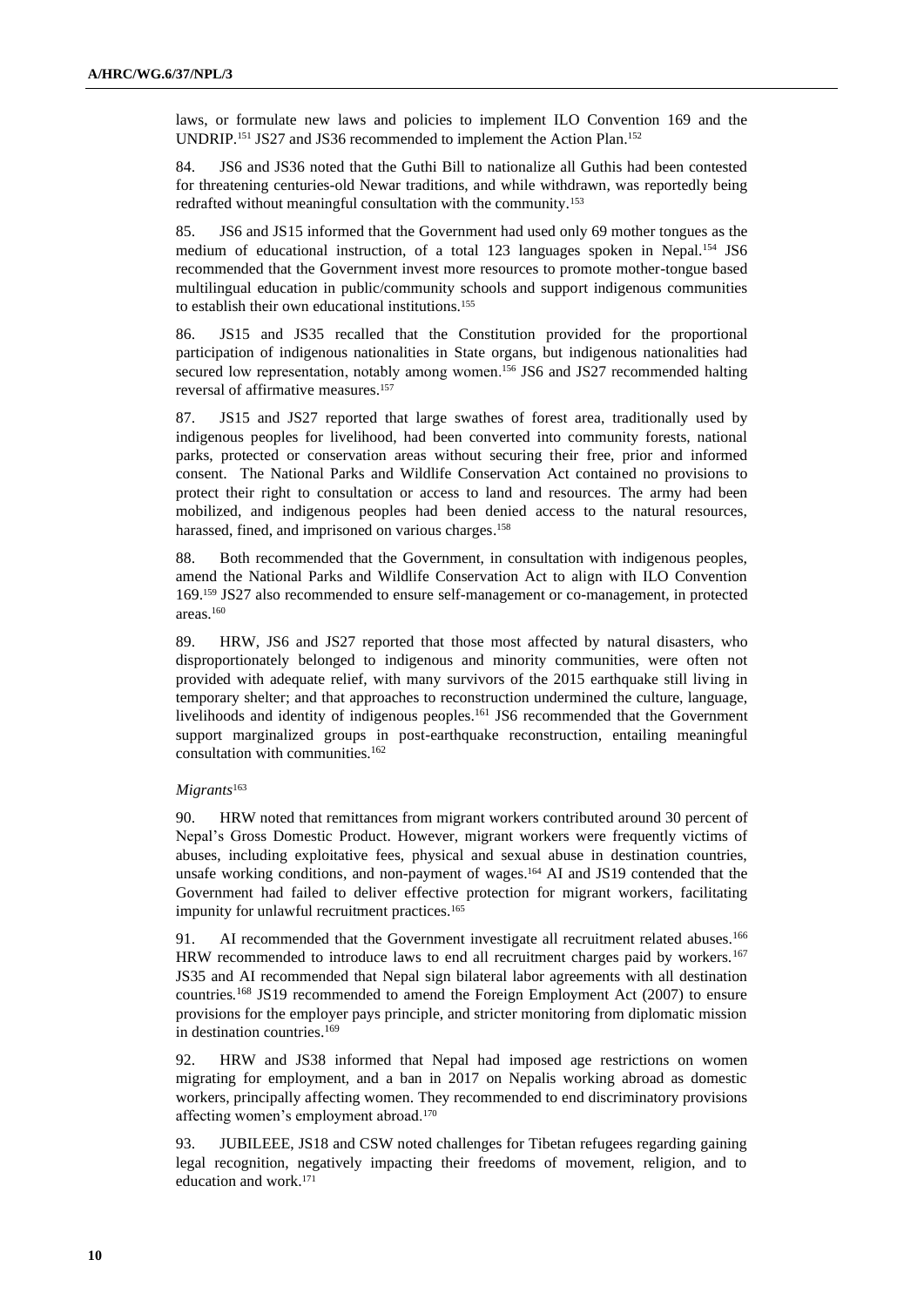laws, or formulate new laws and policies to implement ILO Convention 169 and the UNDRIP.[151] JS27 and JS36 recommended to implement the Action Plan.[152]

84. JS6 and JS36 noted that the Guthi Bill to nationalize all Guthis had been contested for threatening centuries-old Newar traditions, and while withdrawn, was reportedly being redrafted without meaningful consultation with the community.[153]

85. JS6 and JS15 informed that the Government had used only 69 mother tongues as the medium of educational instruction, of a total 123 languages spoken in Nepal.[154] JS6 recommended that the Government invest more resources to promote mother-tongue based multilingual education in public/community schools and support indigenous communities to establish their own educational institutions.[155]

86. JS15 and JS35 recalled that the Constitution provided for the proportional participation of indigenous nationalities in State organs, but indigenous nationalities had secured low representation, notably among women.[156] JS6 and JS27 recommended halting reversal of affirmative measures.[157]

87. JS15 and JS27 reported that large swathes of forest area, traditionally used by indigenous peoples for livelihood, had been converted into community forests, national parks, protected or conservation areas without securing their free, prior and informed consent. The National Parks and Wildlife Conservation Act contained no provisions to protect their right to consultation or access to land and resources. The army had been mobilized, and indigenous peoples had been denied access to the natural resources, harassed, fined, and imprisoned on various charges.[158]

88. Both recommended that the Government, in consultation with indigenous peoples, amend the National Parks and Wildlife Conservation Act to align with ILO Convention 169.[159] JS27 also recommended to ensure self-management or co-management, in protected areas.[160]

89. HRW, JS6 and JS27 reported that those most affected by natural disasters, who disproportionately belonged to indigenous and minority communities, were often not provided with adequate relief, with many survivors of the 2015 earthquake still living in temporary shelter; and that approaches to reconstruction undermined the culture, language, livelihoods and identity of indigenous peoples.[161] JS6 recommended that the Government support marginalized groups in post-earthquake reconstruction, entailing meaningful consultation with communities.[162]

*Migrants*[163]

90. HRW noted that remittances from migrant workers contributed around 30 percent of Nepal's Gross Domestic Product. However, migrant workers were frequently victims of abuses, including exploitative fees, physical and sexual abuse in destination countries, unsafe working conditions, and non-payment of wages.[164] AI and JS19 contended that the Government had failed to deliver effective protection for migrant workers, facilitating impunity for unlawful recruitment practices.[165]

91. AI recommended that the Government investigate all recruitment related abuses.[166] HRW recommended to introduce laws to end all recruitment charges paid by workers.[167] JS35 and AI recommended that Nepal sign bilateral labor agreements with all destination countries.[168] JS19 recommended to amend the Foreign Employment Act (2007) to ensure provisions for the employer pays principle, and stricter monitoring from diplomatic mission in destination countries.[169]

92. HRW and JS38 informed that Nepal had imposed age restrictions on women migrating for employment, and a ban in 2017 on Nepalis working abroad as domestic workers, principally affecting women. They recommended to end discriminatory provisions affecting women's employment abroad.[170]

93. JUBILEEE, JS18 and CSW noted challenges for Tibetan refugees regarding gaining legal recognition, negatively impacting their freedoms of movement, religion, and to education and work.[171]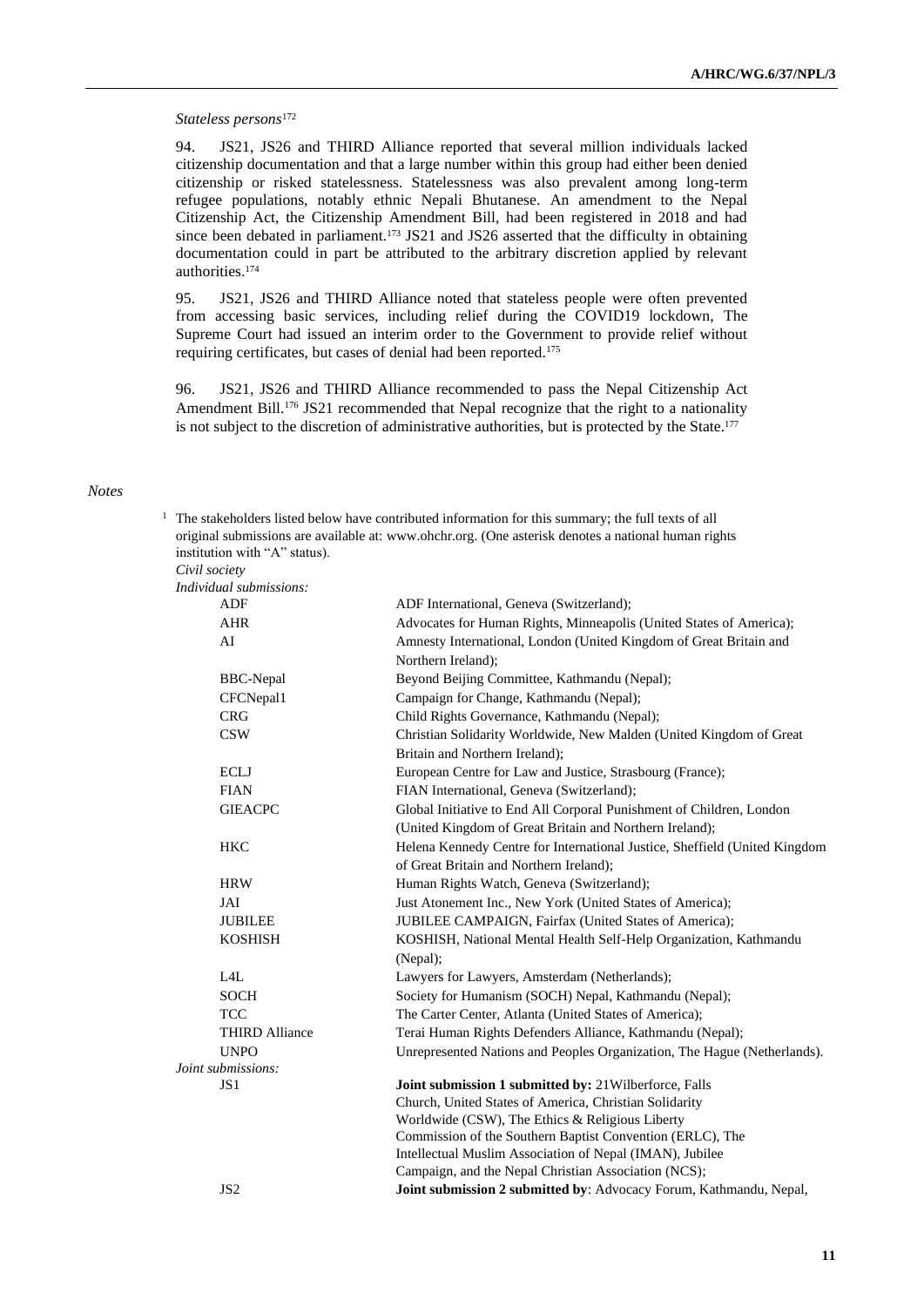*Stateless persons*[172]

94. JS21, JS26 and THIRD Alliance reported that several million individuals lacked citizenship documentation and that a large number within this group had either been denied citizenship or risked statelessness. Statelessness was also prevalent among long-term refugee populations, notably ethnic Nepali Bhutanese. An amendment to the Nepal Citizenship Act, the Citizenship Amendment Bill, had been registered in 2018 and had since been debated in parliament.[173] JS21 and JS26 asserted that the difficulty in obtaining documentation could in part be attributed to the arbitrary discretion applied by relevant authorities.[174]

95. JS21, JS26 and THIRD Alliance noted that stateless people were often prevented from accessing basic services, including relief during the COVID19 lockdown, The Supreme Court had issued an interim order to the Government to provide relief without requiring certificates, but cases of denial had been reported.[175]

96. JS21, JS26 and THIRD Alliance recommended to pass the Nepal Citizenship Act Amendment Bill.[176] JS21 recommended that Nepal recognize that the right to a nationality is not subject to the discretion of administrative authorities, but is protected by the State.[177]

*Notes*

[1] The stakeholders listed below have contributed information for this summary; the full texts of all original submissions are available at: www.ohchr.org. (One asterisk denotes a national human rights institution with "A" status).

*Civil society*

*Individual submissions:*

| | |
|---|---|
| ADF | ADF International, Geneva (Switzerland); |
| AHR | Advocates for Human Rights, Minneapolis (United States of America); |
| AI | Amnesty International, London (United Kingdom of Great Britain and Northern Ireland); |
| BBC-Nepal | Beyond Beijing Committee, Kathmandu (Nepal); |
| CFCNepal1 | Campaign for Change, Kathmandu (Nepal); |
| CRG | Child Rights Governance, Kathmandu (Nepal); |
| CSW | Christian Solidarity Worldwide, New Malden (United Kingdom of Great Britain and Northern Ireland); |
| ECLJ | European Centre for Law and Justice, Strasbourg (France); |
| FIAN | FIAN International, Geneva (Switzerland); |
| GIEACPC | Global Initiative to End All Corporal Punishment of Children, London (United Kingdom of Great Britain and Northern Ireland); |
| HKC | Helena Kennedy Centre for International Justice, Sheffield (United Kingdom of Great Britain and Northern Ireland); |
| HRW | Human Rights Watch, Geneva (Switzerland); |
| JAI | Just Atonement Inc., New York (United States of America); |
| JUBILEE | JUBILEE CAMPAIGN, Fairfax (United States of America); |
| KOSHISH | KOSHISH, National Mental Health Self-Help Organization, Kathmandu (Nepal); |
| L4L | Lawyers for Lawyers, Amsterdam (Netherlands); |
| SOCH | Society for Humanism (SOCH) Nepal, Kathmandu (Nepal); |
| TCC | The Carter Center, Atlanta (United States of America); |
| THIRD Alliance | Terai Human Rights Defenders Alliance, Kathmandu (Nepal); |
| UNPO | Unrepresented Nations and Peoples Organization, The Hague (Netherlands). |

*Joint submissions:*

| | |
|---|---|
| JS1 | **Joint submission 1 submitted by:** 21Wilberforce, Falls Church, United States of America, Christian Solidarity Worldwide (CSW), The Ethics & Religious Liberty Commission of the Southern Baptist Convention (ERLC), The Intellectual Muslim Association of Nepal (IMAN), Jubilee Campaign, and the Nepal Christian Association (NCS); |
| JS2 | **Joint submission 2 submitted by**: Advocacy Forum, Kathmandu, Nepal, |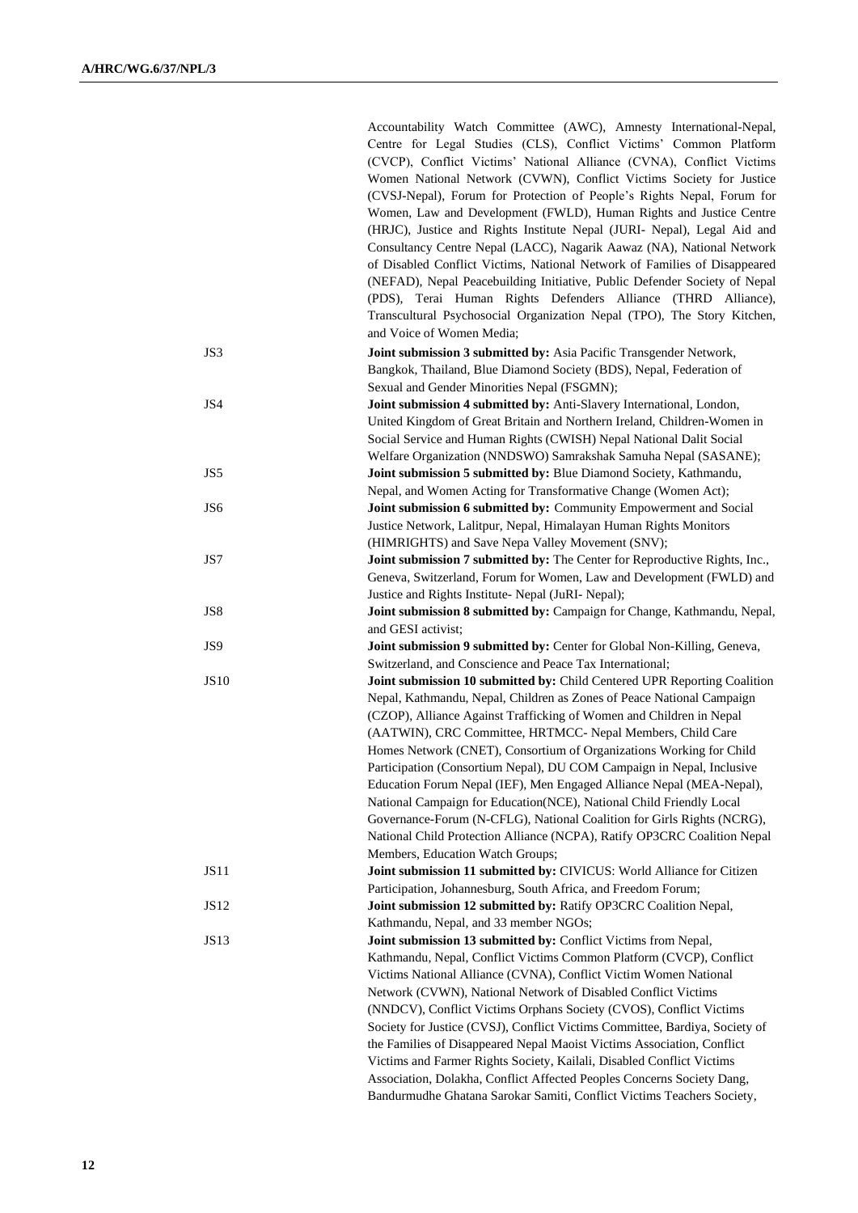Accountability Watch Committee (AWC), Amnesty International-Nepal, Centre for Legal Studies (CLS), Conflict Victims' Common Platform (CVCP), Conflict Victims' National Alliance (CVNA), Conflict Victims Women National Network (CVWN), Conflict Victims Society for Justice (CVSJ-Nepal), Forum for Protection of People's Rights Nepal, Forum for Women, Law and Development (FWLD), Human Rights and Justice Centre (HRJC), Justice and Rights Institute Nepal (JURI- Nepal), Legal Aid and Consultancy Centre Nepal (LACC), Nagarik Aawaz (NA), National Network of Disabled Conflict Victims, National Network of Families of Disappeared (NEFAD), Nepal Peacebuilding Initiative, Public Defender Society of Nepal (PDS), Terai Human Rights Defenders Alliance (THRD Alliance), Transcultural Psychosocial Organization Nepal (TPO), The Story Kitchen, and Voice of Women Media;

| | |
|---|---|
| JS3 | **Joint submission 3 submitted by:** Asia Pacific Transgender Network, Bangkok, Thailand, Blue Diamond Society (BDS), Nepal, Federation of Sexual and Gender Minorities Nepal (FSGMN); |
| JS4 | **Joint submission 4 submitted by:** Anti-Slavery International, London, United Kingdom of Great Britain and Northern Ireland, Children-Women in Social Service and Human Rights (CWISH) Nepal National Dalit Social Welfare Organization (NNDSWO) Samrakshak Samuha Nepal (SASANE); |
| JS5 | **Joint submission 5 submitted by:** Blue Diamond Society, Kathmandu, Nepal, and Women Acting for Transformative Change (Women Act); |
| JS6 | **Joint submission 6 submitted by:** Community Empowerment and Social Justice Network, Lalitpur, Nepal, Himalayan Human Rights Monitors (HIMRIGHTS) and Save Nepa Valley Movement (SNV); |
| JS7 | **Joint submission 7 submitted by:** The Center for Reproductive Rights, Inc., Geneva, Switzerland, Forum for Women, Law and Development (FWLD) and Justice and Rights Institute- Nepal (JuRI- Nepal); |
| JS8 | **Joint submission 8 submitted by:** Campaign for Change, Kathmandu, Nepal, and GESI activist; |
| JS9 | **Joint submission 9 submitted by:** Center for Global Non-Killing, Geneva, Switzerland, and Conscience and Peace Tax International; |
| JS10 | **Joint submission 10 submitted by:** Child Centered UPR Reporting Coalition Nepal, Kathmandu, Nepal, Children as Zones of Peace National Campaign (CZOP), Alliance Against Trafficking of Women and Children in Nepal (AATWIN), CRC Committee, HRTMCC- Nepal Members, Child Care Homes Network (CNET), Consortium of Organizations Working for Child Participation (Consortium Nepal), DU COM Campaign in Nepal, Inclusive Education Forum Nepal (IEF), Men Engaged Alliance Nepal (MEA-Nepal), National Campaign for Education(NCE), National Child Friendly Local Governance-Forum (N-CFLG), National Coalition for Girls Rights (NCRG), National Child Protection Alliance (NCPA), Ratify OP3CRC Coalition Nepal Members, Education Watch Groups; |
| JS11 | **Joint submission 11 submitted by:** CIVICUS: World Alliance for Citizen Participation, Johannesburg, South Africa, and Freedom Forum; |
| JS12 | **Joint submission 12 submitted by:** Ratify OP3CRC Coalition Nepal, Kathmandu, Nepal, and 33 member NGOs; |
| JS13 | **Joint submission 13 submitted by:** Conflict Victims from Nepal, Kathmandu, Nepal, Conflict Victims Common Platform (CVCP), Conflict Victims National Alliance (CVNA), Conflict Victim Women National Network (CVWN), National Network of Disabled Conflict Victims (NNDCV), Conflict Victims Orphans Society (CVOS), Conflict Victims Society for Justice (CVSJ), Conflict Victims Committee, Bardiya, Society of the Families of Disappeared Nepal Maoist Victims Association, Conflict Victims and Farmer Rights Society, Kailali, Disabled Conflict Victims Association, Dolakha, Conflict Affected Peoples Concerns Society Dang, Bandurmudhe Ghatana Sarokar Samiti, Conflict Victims Teachers Society, |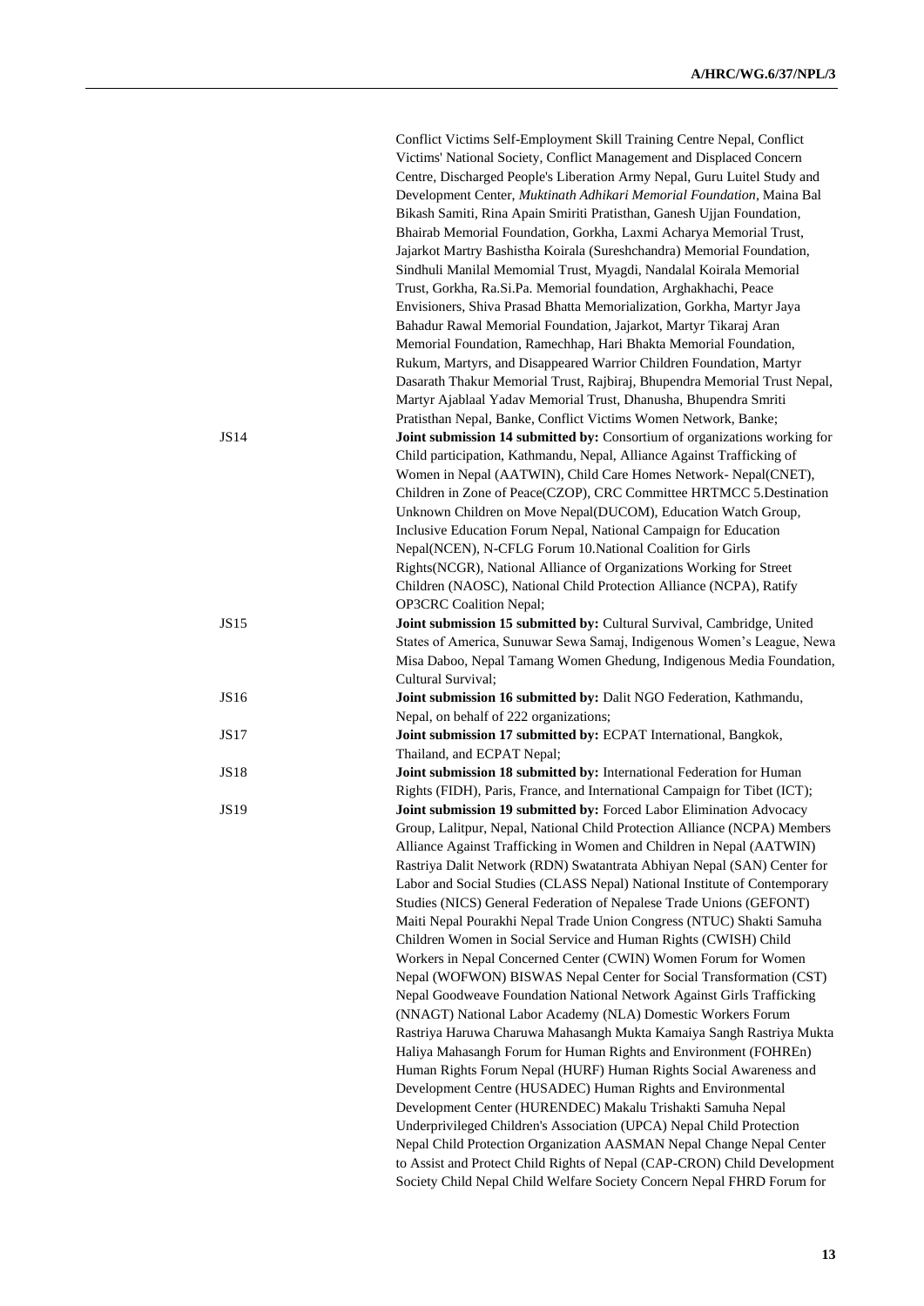Conflict Victims Self-Employment Skill Training Centre Nepal, Conflict Victims' National Society, Conflict Management and Displaced Concern Centre, Discharged People's Liberation Army Nepal, Guru Luitel Study and Development Center, *Muktinath Adhikari Memorial Foundation*, Maina Bal Bikash Samiti, Rina Apain Smiriti Pratisthan, Ganesh Ujjan Foundation, Bhairab Memorial Foundation, Gorkha, Laxmi Acharya Memorial Trust, Jajarkot Martry Bashistha Koirala (Sureshchandra) Memorial Foundation, Sindhuli Manilal Memomial Trust, Myagdi, Nandalal Koirala Memorial Trust, Gorkha, Ra.Si.Pa. Memorial foundation, Arghakhachi, Peace Envisioners, Shiva Prasad Bhatta Memorialization, Gorkha, Martyr Jaya Bahadur Rawal Memorial Foundation, Jajarkot, Martyr Tikaraj Aran Memorial Foundation, Ramechhap, Hari Bhakta Memorial Foundation, Rukum, Martyrs, and Disappeared Warrior Children Foundation, Martyr Dasarath Thakur Memorial Trust, Rajbiraj, Bhupendra Memorial Trust Nepal, Martyr Ajablaal Yadav Memorial Trust, Dhanusha, Bhupendra Smriti Pratisthan Nepal, Banke, Conflict Victims Women Network, Banke;

JS14 **Joint submission 14 submitted by:** Consortium of organizations working for Child participation, Kathmandu, Nepal, Alliance Against Trafficking of Women in Nepal (AATWIN), Child Care Homes Network- Nepal(CNET), Children in Zone of Peace(CZOP), CRC Committee HRTMCC 5.Destination Unknown Children on Move Nepal(DUCOM), Education Watch Group, Inclusive Education Forum Nepal, National Campaign for Education Nepal(NCEN), N-CFLG Forum 10.National Coalition for Girls Rights(NCGR), National Alliance of Organizations Working for Street Children (NAOSC), National Child Protection Alliance (NCPA), Ratify OP3CRC Coalition Nepal;

JS15 **Joint submission 15 submitted by:** Cultural Survival, Cambridge, United States of America, Sunuwar Sewa Samaj, Indigenous Women's League, Newa Misa Daboo, Nepal Tamang Women Ghedung, Indigenous Media Foundation, Cultural Survival;

JS16 **Joint submission 16 submitted by:** Dalit NGO Federation, Kathmandu, Nepal, on behalf of 222 organizations;

JS17 **Joint submission 17 submitted by:** ECPAT International, Bangkok, Thailand, and ECPAT Nepal;

JS18 **Joint submission 18 submitted by:** International Federation for Human Rights (FIDH), Paris, France, and International Campaign for Tibet (ICT);

JS19 **Joint submission 19 submitted by:** Forced Labor Elimination Advocacy Group, Lalitpur, Nepal, National Child Protection Alliance (NCPA) Members Alliance Against Trafficking in Women and Children in Nepal (AATWIN) Rastriya Dalit Network (RDN) Swatantrata Abhiyan Nepal (SAN) Center for Labor and Social Studies (CLASS Nepal) National Institute of Contemporary Studies (NICS) General Federation of Nepalese Trade Unions (GEFONT) Maiti Nepal Pourakhi Nepal Trade Union Congress (NTUC) Shakti Samuha Children Women in Social Service and Human Rights (CWISH) Child Workers in Nepal Concerned Center (CWIN) Women Forum for Women Nepal (WOFWON) BISWAS Nepal Center for Social Transformation (CST) Nepal Goodweave Foundation National Network Against Girls Trafficking (NNAGT) National Labor Academy (NLA) Domestic Workers Forum Rastriya Haruwa Charuwa Mahasangh Mukta Kamaiya Sangh Rastriya Mukta Haliya Mahasangh Forum for Human Rights and Environment (FOHREn) Human Rights Forum Nepal (HURF) Human Rights Social Awareness and Development Centre (HUSADEC) Human Rights and Environmental Development Center (HURENDEC) Makalu Trishakti Samuha Nepal Underprivileged Children's Association (UPCA) Nepal Child Protection Nepal Child Protection Organization AASMAN Nepal Change Nepal Center to Assist and Protect Child Rights of Nepal (CAP-CRON) Child Development Society Child Nepal Child Welfare Society Concern Nepal FHRD Forum for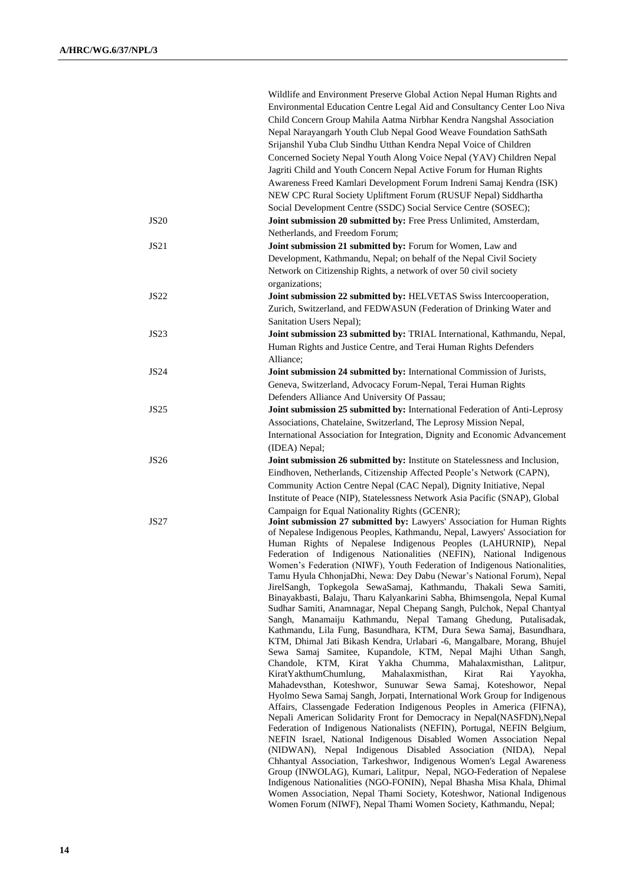Wildlife and Environment Preserve Global Action Nepal Human Rights and Environmental Education Centre Legal Aid and Consultancy Center Loo Niva Child Concern Group Mahila Aatma Nirbhar Kendra Nangshal Association Nepal Narayangarh Youth Club Nepal Good Weave Foundation SathSath Srijanshil Yuba Club Sindhu Utthan Kendra Nepal Voice of Children Concerned Society Nepal Youth Along Voice Nepal (YAV) Children Nepal Jagriti Child and Youth Concern Nepal Active Forum for Human Rights Awareness Freed Kamlari Development Forum Indreni Samaj Kendra (ISK) NEW CPC Rural Society Upliftment Forum (RUSUF Nepal) Siddhartha Social Development Centre (SSDC) Social Service Centre (SOSEC);

JS20 **Joint submission 20 submitted by:** Free Press Unlimited, Amsterdam, Netherlands, and Freedom Forum;

JS21 **Joint submission 21 submitted by:** Forum for Women, Law and Development, Kathmandu, Nepal; on behalf of the Nepal Civil Society Network on Citizenship Rights, a network of over 50 civil society organizations;

JS22 **Joint submission 22 submitted by:** HELVETAS Swiss Intercooperation, Zurich, Switzerland, and FEDWASUN (Federation of Drinking Water and Sanitation Users Nepal);

JS23 **Joint submission 23 submitted by:** TRIAL International, Kathmandu, Nepal, Human Rights and Justice Centre, and Terai Human Rights Defenders Alliance;

JS24 **Joint submission 24 submitted by:** International Commission of Jurists, Geneva, Switzerland, Advocacy Forum-Nepal, Terai Human Rights Defenders Alliance And University Of Passau;

JS25 **Joint submission 25 submitted by:** International Federation of Anti-Leprosy Associations, Chatelaine, Switzerland, The Leprosy Mission Nepal, International Association for Integration, Dignity and Economic Advancement (IDEA) Nepal;

JS26 **Joint submission 26 submitted by:** Institute on Statelessness and Inclusion, Eindhoven, Netherlands, Citizenship Affected People's Network (CAPN), Community Action Centre Nepal (CAC Nepal), Dignity Initiative, Nepal Institute of Peace (NIP), Statelessness Network Asia Pacific (SNAP), Global Campaign for Equal Nationality Rights (GCENR);

JS27 **Joint submission 27 submitted by:** Lawyers' Association for Human Rights of Nepalese Indigenous Peoples, Kathmandu, Nepal, Lawyers' Association for Human Rights of Nepalese Indigenous Peoples (LAHURNIP), Nepal Federation of Indigenous Nationalities (NEFIN), National Indigenous Women's Federation (NIWF), Youth Federation of Indigenous Nationalities, Tamu Hyula ChhonjaDhi, Newa: Dey Dabu (Newar's National Forum), Nepal JirelSangh, Topkegola SewaSamaj, Kathmandu, Thakali Sewa Samiti, Binayakbasti, Balaju, Tharu Kalyankarini Sabha, Bhimsengola, Nepal Kumal Sudhar Samiti, Anamnagar, Nepal Chepang Sangh, Pulchok, Nepal Chantyal Sangh, Manamaiju Kathmandu, Nepal Tamang Ghedung, Putalisadak, Kathmandu, Lila Fung, Basundhara, KTM, Dura Sewa Samaj, Basundhara, KTM, Dhimal Jati Bikash Kendra, Urlabari -6, Mangalbare, Morang, Bhujel Sewa Samaj Samitee, Kupandole, KTM, Nepal Majhi Uthan Sangh, Chandole, KTM, Kirat Yakha Chumma, Mahalaxmisthan, Lalitpur, KiratYakthumChumlung, Mahalaxmisthan, Kirat Rai Yayokha, Mahadevsthan, Koteshwor, Sunuwar Sewa Samaj, Koteshowor, Nepal Hyolmo Sewa Samaj Sangh, Jorpati, International Work Group for Indigenous Affairs, Classengade Federation Indigenous Peoples in America (FIFNA), Nepali American Solidarity Front for Democracy in Nepal(NASFDN),Nepal Federation of Indigenous Nationalists (NEFIN), Portugal, NEFIN Belgium, NEFIN Israel, National Indigenous Disabled Women Association Nepal (NIDWAN), Nepal Indigenous Disabled Association (NIDA), Nepal Chhantyal Association, Tarkeshwor, Indigenous Women's Legal Awareness Group (INWOLAG), Kumari, Lalitpur, Nepal, NGO-Federation of Nepalese Indigenous Nationalities (NGO-FONIN), Nepal Bhasha Misa Khala, Dhimal Women Association, Nepal Thami Society, Koteshwor, National Indigenous Women Forum (NIWF), Nepal Thami Women Society, Kathmandu, Nepal;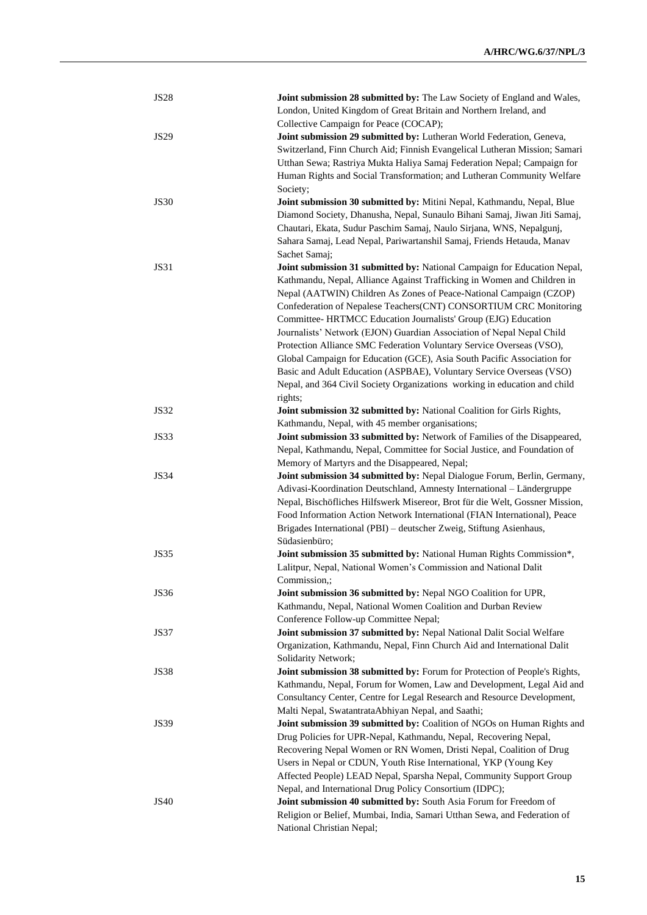| | |
|---|---|
| JS28 | **Joint submission 28 submitted by:** The Law Society of England and Wales, London, United Kingdom of Great Britain and Northern Ireland, and Collective Campaign for Peace (COCAP); |
| JS29 | **Joint submission 29 submitted by:** Lutheran World Federation, Geneva, Switzerland, Finn Church Aid; Finnish Evangelical Lutheran Mission; Samari Utthan Sewa; Rastriya Mukta Haliya Samaj Federation Nepal; Campaign for Human Rights and Social Transformation; and Lutheran Community Welfare Society; |
| JS30 | **Joint submission 30 submitted by:** Mitini Nepal, Kathmandu, Nepal, Blue Diamond Society, Dhanusha, Nepal, Sunaulo Bihani Samaj, Jiwan Jiti Samaj, Chautari, Ekata, Sudur Paschim Samaj, Naulo Sirjana, WNS, Nepalgunj, Sahara Samaj, Lead Nepal, Pariwartanshil Samaj, Friends Hetauda, Manav Sachet Samaj; |
| JS31 | **Joint submission 31 submitted by:** National Campaign for Education Nepal, Kathmandu, Nepal, Alliance Against Trafficking in Women and Children in Nepal (AATWIN) Children As Zones of Peace-National Campaign (CZOP) Confederation of Nepalese Teachers(CNT) CONSORTIUM CRC Monitoring Committee- HRTMCC Education Journalists' Group (EJG) Education Journalists' Network (EJON) Guardian Association of Nepal Nepal Child Protection Alliance SMC Federation Voluntary Service Overseas (VSO), Global Campaign for Education (GCE), Asia South Pacific Association for Basic and Adult Education (ASPBAE), Voluntary Service Overseas (VSO) Nepal, and 364 Civil Society Organizations working in education and child rights; |
| JS32 | **Joint submission 32 submitted by:** National Coalition for Girls Rights, Kathmandu, Nepal, with 45 member organisations; |
| JS33 | **Joint submission 33 submitted by:** Network of Families of the Disappeared, Nepal, Kathmandu, Nepal, Committee for Social Justice, and Foundation of Memory of Martyrs and the Disappeared, Nepal; |
| JS34 | **Joint submission 34 submitted by:** Nepal Dialogue Forum, Berlin, Germany, Adivasi-Koordination Deutschland, Amnesty International – Ländergruppe Nepal, Bischöfliches Hilfswerk Misereor, Brot für die Welt, Gossner Mission, Food Information Action Network International (FIAN International), Peace Brigades International (PBI) – deutscher Zweig, Stiftung Asienhaus, Südasienbüro; |
| JS35 | **Joint submission 35 submitted by:** National Human Rights Commission*, Lalitpur, Nepal, National Women's Commission and National Dalit Commission,; |
| JS36 | **Joint submission 36 submitted by:** Nepal NGO Coalition for UPR, Kathmandu, Nepal, National Women Coalition and Durban Review Conference Follow-up Committee Nepal; |
| JS37 | **Joint submission 37 submitted by:** Nepal National Dalit Social Welfare Organization, Kathmandu, Nepal, Finn Church Aid and International Dalit Solidarity Network; |
| JS38 | **Joint submission 38 submitted by:** Forum for Protection of People's Rights, Kathmandu, Nepal, Forum for Women, Law and Development, Legal Aid and Consultancy Center, Centre for Legal Research and Resource Development, Malti Nepal, SwatantrataAbhiyan Nepal, and Saathi; |
| JS39 | **Joint submission 39 submitted by:** Coalition of NGOs on Human Rights and Drug Policies for UPR-Nepal, Kathmandu, Nepal, Recovering Nepal, Recovering Nepal Women or RN Women, Dristi Nepal, Coalition of Drug Users in Nepal or CDUN, Youth Rise International, YKP (Young Key Affected People) LEAD Nepal, Sparsha Nepal, Community Support Group Nepal, and International Drug Policy Consortium (IDPC); |
| JS40 | **Joint submission 40 submitted by:** South Asia Forum for Freedom of Religion or Belief, Mumbai, India, Samari Utthan Sewa, and Federation of National Christian Nepal; |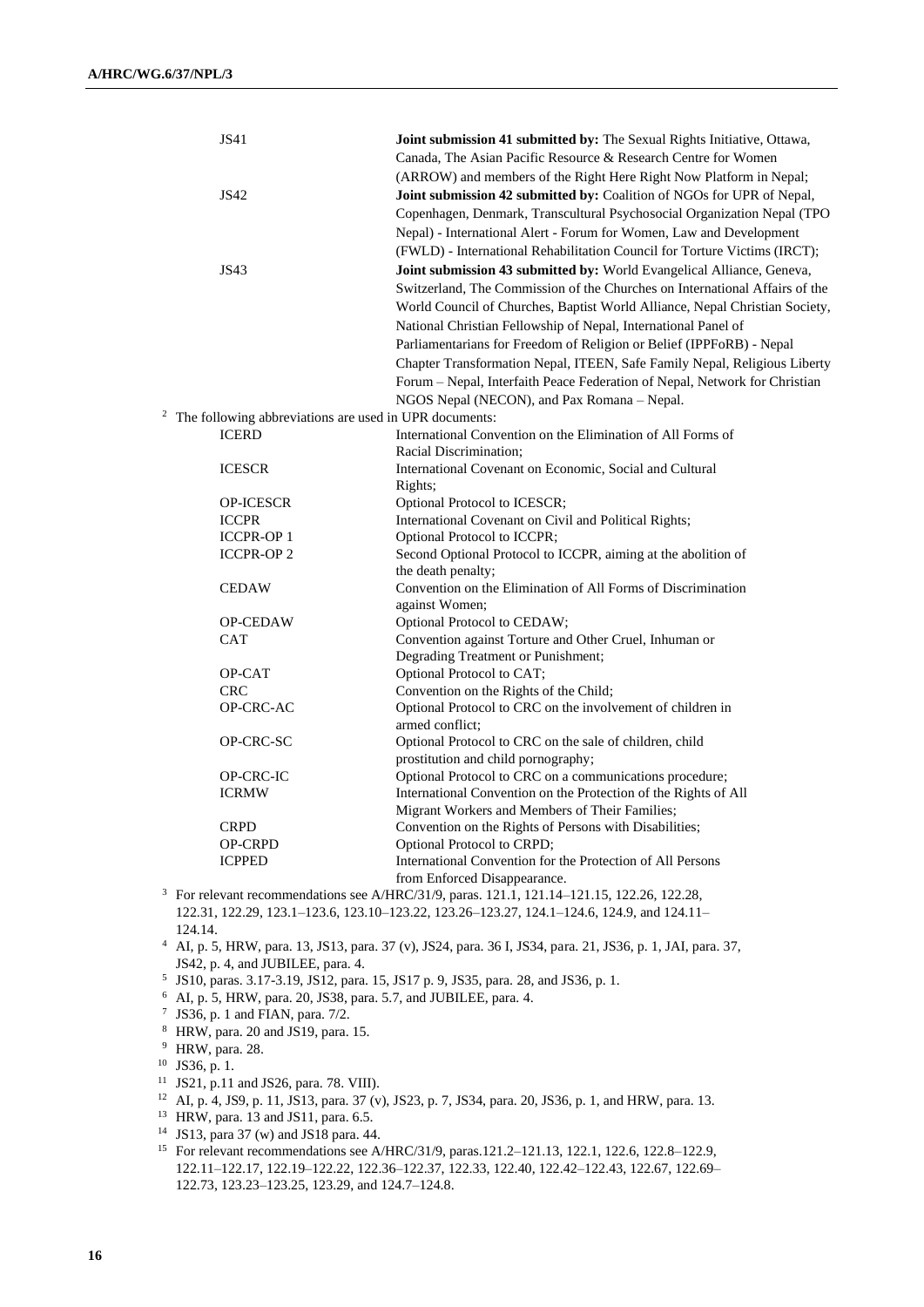| | |
|---|---|
| JS41 | **Joint submission 41 submitted by:** The Sexual Rights Initiative, Ottawa, Canada, The Asian Pacific Resource & Research Centre for Women (ARROW) and members of the Right Here Right Now Platform in Nepal; |
| JS42 | **Joint submission 42 submitted by:** Coalition of NGOs for UPR of Nepal, Copenhagen, Denmark, Transcultural Psychosocial Organization Nepal (TPO Nepal) - International Alert - Forum for Women, Law and Development (FWLD) - International Rehabilitation Council for Torture Victims (IRCT); |
| JS43 | **Joint submission 43 submitted by:** World Evangelical Alliance, Geneva, Switzerland, The Commission of the Churches on International Affairs of the World Council of Churches, Baptist World Alliance, Nepal Christian Society, National Christian Fellowship of Nepal, International Panel of Parliamentarians for Freedom of Religion or Belief (IPPFoRB) - Nepal Chapter Transformation Nepal, ITEEN, Safe Family Nepal, Religious Liberty Forum – Nepal, Interfaith Peace Federation of Nepal, Network for Christian NGOS Nepal (NECON), and Pax Romana – Nepal. |

[2] The following abbreviations are used in UPR documents:

| | |
|---|---|
| ICERD | International Convention on the Elimination of All Forms of Racial Discrimination; |
| ICESCR | International Covenant on Economic, Social and Cultural Rights; |
| OP-ICESCR | Optional Protocol to ICESCR; |
| ICCPR | International Covenant on Civil and Political Rights; |
| ICCPR-OP 1 | Optional Protocol to ICCPR; |
| ICCPR-OP 2 | Second Optional Protocol to ICCPR, aiming at the abolition of the death penalty; |
| CEDAW | Convention on the Elimination of All Forms of Discrimination against Women; |
| OP-CEDAW | Optional Protocol to CEDAW; |
| CAT | Convention against Torture and Other Cruel, Inhuman or Degrading Treatment or Punishment; |
| OP-CAT | Optional Protocol to CAT; |
| CRC | Convention on the Rights of the Child; |
| OP-CRC-AC | Optional Protocol to CRC on the involvement of children in armed conflict; |
| OP-CRC-SC | Optional Protocol to CRC on the sale of children, child prostitution and child pornography; |
| OP-CRC-IC | Optional Protocol to CRC on a communications procedure; |
| ICRMW | International Convention on the Protection of the Rights of All Migrant Workers and Members of Their Families; |
| CRPD | Convention on the Rights of Persons with Disabilities; |
| OP-CRPD | Optional Protocol to CRPD; |
| ICPPED | International Convention for the Protection of All Persons from Enforced Disappearance. |

[3] For relevant recommendations see A/HRC/31/9, paras. 121.1, 121.14–121.15, 122.26, 122.28, 122.31, 122.29, 123.1–123.6, 123.10–123.22, 123.26–123.27, 124.1–124.6, 124.9, and 124.11–124.14.

[4] AI, p. 5, HRW, para. 13, JS13, para. 37 (v), JS24, para. 36 I, JS34, para. 21, JS36, p. 1, JAI, para. 37, JS42, p. 4, and JUBILEE, para. 4.

[5] JS10, paras. 3.17-3.19, JS12, para. 15, JS17 p. 9, JS35, para. 28, and JS36, p. 1.

[6] AI, p. 5, HRW, para. 20, JS38, para. 5.7, and JUBILEE, para. 4.

[7] JS36, p. 1 and FIAN, para. 7/2.

[8] HRW, para. 20 and JS19, para. 15.

[9] HRW, para. 28.

[10] JS36, p. 1.

[11] JS21, p.11 and JS26, para. 78. VIII).

[12] AI, p. 4, JS9, p. 11, JS13, para. 37 (v), JS23, p. 7, JS34, para. 20, JS36, p. 1, and HRW, para. 13.

[13] HRW, para. 13 and JS11, para. 6.5.

[14] JS13, para 37 (w) and JS18 para. 44.

[15] For relevant recommendations see A/HRC/31/9, paras.121.2–121.13, 122.1, 122.6, 122.8–122.9, 122.11–122.17, 122.19–122.22, 122.36–122.37, 122.33, 122.40, 122.42–122.43, 122.67, 122.69–122.73, 123.23–123.25, 123.29, and 124.7–124.8.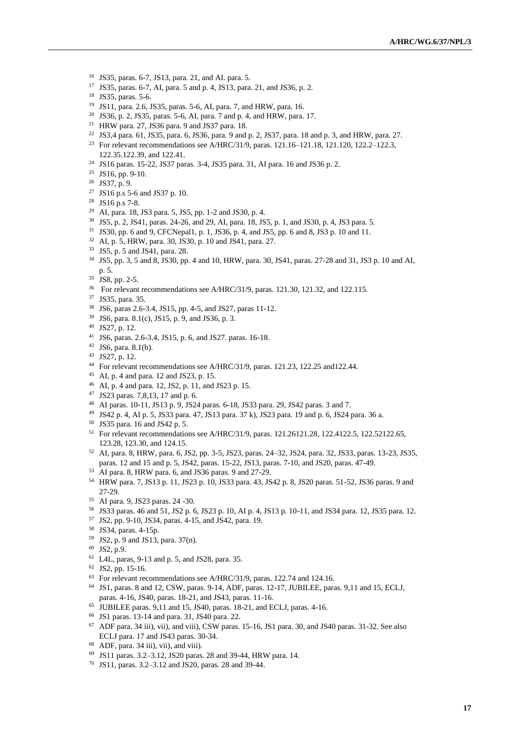[16] JS35, paras. 6-7, JS13, para. 21, and AI. para. 5.

[17] JS35, paras. 6-7, AI, para. 5 and p. 4, JS13, para. 21, and JS36, p. 2.

[18] JS35, paras. 5-6.

[19] JS11, para. 2.6, JS35, paras. 5-6, AI, para. 7, and HRW, para. 16.

[20] JS36, p. 2, JS35, paras. 5-6, AI, para. 7 and p. 4, and HRW, para. 17.

[21] HRW para. 27, JS36 para. 9 and JS37 para. 18.

[22] JS3,4 para. 61, JS35, para. 6, JS36, para. 9 and p. 2, JS37, para. 18 and p. 3, and HRW, para. 27.

[23] For relevant recommendations see A/HRC/31/9, paras. 121.16–121.18, 121.120, 122.2–122.3, 122.35.122.39, and 122.41.

[24] JS16 paras. 15-22, JS37 paras. 3-4, JS35 para. 31, AI para. 16 and JS36 p. 2.

[25] JS16, pp. 9-10.

[26] JS37, p. 9.

[27] JS16 p.s 5-6 and JS37 p. 10.

[28] JS16 p.s 7-8.

[29] AI, para. 18, JS3 para. 5, JS5, pp. 1-2 and JS30, p. 4.

[30] JS5, p. 2, JS41, paras. 24-26, and 29, AI, para. 18, JS5, p. 1, and JS30, p. 4, JS3 para. 5.

[31] JS30, pp. 6 and 9, CFCNepal1, p. 1, JS36, p. 4, and JS5, pp. 6 and 8, JS3 p. 10 and 11.

[32] AI, p. 5, HRW, para. 30, JS30, p. 10 and JS41, para. 27.

[33] JS5, p. 5 and JS41, para. 28.

[34] JS5, pp. 3, 5 and 8, JS30, pp. 4 and 10, HRW, para. 30, JS41, paras. 27-28 and 31, JS3 p. 10 and AI, p. 5.

[35] JS8, pp. 2-5.

[36] For relevant recommendations see A/HRC/31/9, paras. 121.30, 121.32, and 122.115.

[37] JS35, para. 35.

[38] JS6, paras 2.6-3.4, JS15, pp. 4-5, and JS27, paras 11-12.

[39] JS6, para. 8.1(c), JS15, p. 9, and JS36, p. 3.

[40] JS27, p. 12.

[41] JS6, paras. 2.6-3.4, JS15, p. 6, and JS27. paras. 16-18.

[42] JS6, para. 8.1(b).

[43] JS27, p. 12.

[44] For relevant recommendations see A/HRC/31/9, paras. 121.23, 122.25 and122.44.

[45] AI, p. 4 and para. 12 and JS23, p. 15.

[46] AI, p. 4 and para. 12, JS2, p. 11, and JS23 p. 15.

[47] JS23 paras. 7,8,13, 17 and p. 6.

[48] AI paras. 10-11, JS13 p. 9, JS24 paras. 6-18, JS33 para. 29, JS42 paras. 3 and 7.

[49] JS42 p. 4, AI p. 5, JS33 para. 47, JS13 para. 37 k), JS23 para. 19 and p. 6, JS24 para. 36 a.

[50] JS35 para. 16 and JS42 p. 5.

[51] For relevant recommendations see A/HRC/31/9, paras. 121.26121.28, 122.4122.5, 122.52122.65, 123.28, 123.30, and 124.15.

[52] AI, para. 8, HRW, para. 6, JS2, pp. 3-5, JS23, paras. 24–32, JS24, para. 32, JS33, paras. 13-23, JS35, paras. 12 and 15 and p. 5, JS42, paras. 15-22, JS13, paras. 7-10, and JS20, paras. 47-49.

[53] AI para. 8, HRW para. 6, and JS36 paras. 9 and 27-29.

[54] HRW para. 7, JS13 p. 11, JS23 p. 10, JS33 para. 43, JS42 p. 8, JS20 paras. 51-52, JS36 paras. 9 and 27-29.

[55] AI para. 9, JS23 paras. 24 -30.

[56] JS33 paras. 46 and 51, JS2 p. 6, JS23 p. 10, AI p. 4, JS13 p. 10-11, and JS34 para. 12, JS35 para. 12.

[57] JS2, pp. 9-10, JS34, paras. 4-15, and JS42, para. 19.

[58] JS34, paras. 4-15p.

[59] JS2, p. 9 and JS13, para. 37(n).

[60] JS2, p.9.

[61] L4L, paras, 9-13 and p. 5, and JS28, para. 35.

[62] JS2, pp. 15-16.

[63] For relevant recommendations see A/HRC/31/9, paras. 122.74 and 124.16.

[64] JS1, paras. 8 and 12, CSW, paras. 9-14, ADF, paras. 12-17, JUBILEE, paras. 9,11 and 15, ECLJ, paras. 4-16, JS40, paras. 18-21, and JS43, paras. 11-16.

[65] JUBILEE paras. 9,11 and 15, JS40, paras. 18-21, and ECLJ, paras. 4-16.

[66] JS1 paras. 13-14 and para. 31, JS40 para. 22.

[67] ADF para. 34 iii), vii), and viii), CSW paras. 15-16, JS1 para. 30, and JS40 paras. 31-32. See also ECLJ para. 17 and JS43 paras. 30-34.

[68] ADF, para. 34 iii), vii), and viii).

[69] JS11 paras. 3.2–3.12, JS20 paras. 28 and 39-44, HRW para. 14.

[70] JS11, paras. 3.2–3.12 and JS20, paras. 28 and 39-44.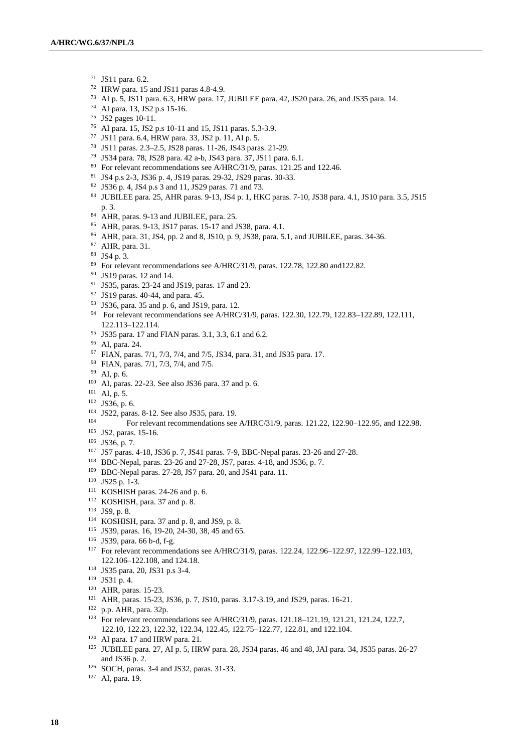[71] JS11 para. 6.2.
[72] HRW para. 15 and JS11 paras 4.8-4.9.
[73] AI p. 5, JS11 para. 6.3, HRW para. 17, JUBILEE para. 42, JS20 para. 26, and JS35 para. 14.
[74] AI para. 13, JS2 p.s 15-16.
[75] JS2 pages 10-11.
[76] AI para. 15, JS2 p.s 10-11 and 15, JS11 paras. 5.3-3.9.
[77] JS11 para. 6.4, HRW para. 33, JS2 p. 11, AI p. 5.
[78] JS11 paras. 2.3–2.5, JS28 paras. 11-26, JS43 paras. 21-29.
[79] JS34 para. 78, JS28 para. 42 a-b, JS43 para. 37, JS11 para. 6.1.
[80] For relevant recommendations see A/HRC/31/9, paras. 121.25 and 122.46.
[81] JS4 p.s 2-3, JS36 p. 4, JS19 paras. 29-32, JS29 paras. 30-33.
[82] JS36 p. 4, JS4 p.s 3 and 11, JS29 paras. 71 and 73.
[83] JUBILEE para. 25, AHR paras. 9-13, JS4 p. 1, HKC paras. 7-10, JS38 para. 4.1, JS10 para. 3.5, JS15 p. 3.
[84] AHR, paras. 9-13 and JUBILEE, para. 25.
[85] AHR, paras. 9-13, JS17 paras. 15-17 and JS38, para. 4.1.
[86] AHR, para. 31, JS4, pp. 2 and 8, JS10, p. 9, JS38, para. 5.1, and JUBILEE, paras. 34-36.
[87] AHR, para. 31.
[88] JS4 p. 3.
[89] For relevant recommendations see A/HRC/31/9, paras. 122.78, 122.80 and122.82.
[90] JS19 paras. 12 and 14.
[91] JS35, paras. 23-24 and JS19, paras. 17 and 23.
[92] JS19 paras. 40-44, and para. 45.
[93] JS36, para. 35 and p. 6, and JS19, para. 12.
[94] For relevant recommendations see A/HRC/31/9, paras. 122.30, 122.79, 122.83–122.89, 122.111, 122.113–122.114.
[95] JS35 para. 17 and FIAN paras. 3.1, 3.3, 6.1 and 6.2.
[96] AI, para. 24.
[97] FIAN, paras. 7/1, 7/3, 7/4, and 7/5, JS34, para. 31, and JS35 para. 17.
[98] FIAN, paras. 7/1, 7/3, 7/4, and 7/5.
[99] AI, p. 6.
[100] AI, paras. 22-23. See also JS36 para. 37 and p. 6.
[101] AI, p. 5.
[102] JS36, p. 6.
[103] JS22, paras. 8-12. See also JS35, para. 19.
[104] For relevant recommendations see A/HRC/31/9, paras. 121.22, 122.90–122.95, and 122.98.
[105] JS2, paras. 15-16.
[106] JS36, p. 7.
[107] JS7 paras. 4-18, JS36 p. 7, JS41 paras. 7-9, BBC-Nepal paras. 23-26 and 27-28.
[108] BBC-Nepal, paras. 23-26 and 27-28, JS7, paras. 4-18, and JS36, p. 7.
[109] BBC-Nepal paras. 27-28, JS7 para. 20, and JS41 para. 11.
[110] JS25 p. 1-3.
[111] KOSHISH paras. 24-26 and p. 6.
[112] KOSHISH, para. 37 and p. 8.
[113] JS9, p. 8.
[114] KOSHISH, para. 37 and p. 8, and JS9, p. 8.
[115] JS39, paras. 16, 19-20, 24-30, 38, 45 and 65.
[116] JS39, para. 66 b-d, f-g.
[117] For relevant recommendations see A/HRC/31/9, paras. 122.24, 122.96–122.97, 122.99–122.103, 122.106–122.108, and 124.18.
[118] JS35 para. 20, JS31 p.s 3-4.
[119] JS31 p. 4.
[120] AHR, paras. 15-23.
[121] AHR, paras. 15-23, JS36, p. 7, JS10, paras. 3.17-3.19, and JS29, paras. 16-21.
[122] p.p. AHR, para. 32p.
[123] For relevant recommendations see A/HRC/31/9, paras. 121.18–121.19, 121.21, 121.24, 122.7, 122.10, 122.23, 122.32, 122.34, 122.45, 122.75–122.77, 122.81, and 122.104.
[124] AI para. 17 and HRW para. 21.
[125] JUBILEE para. 27, AI p. 5, HRW para. 28, JS34 paras. 46 and 48, JAI para. 34, JS35 paras. 26-27 and JS36 p. 2.
[126] SOCH, paras. 3-4 and JS32, paras. 31-33.
[127] AI, para. 19.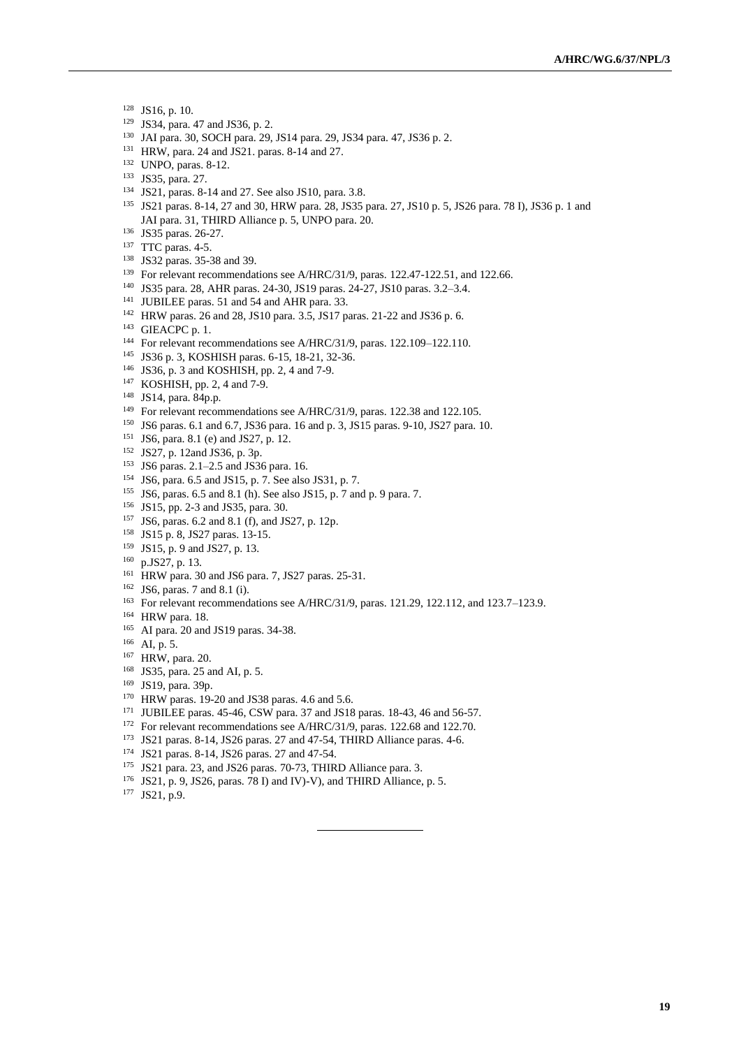[128] JS16, p. 10.
[129] JS34, para. 47 and JS36, p. 2.
[130] JAI para. 30, SOCH para. 29, JS14 para. 29, JS34 para. 47, JS36 p. 2.
[131] HRW, para. 24 and JS21. paras. 8-14 and 27.
[132] UNPO, paras. 8-12.
[133] JS35, para. 27.
[134] JS21, paras. 8-14 and 27. See also JS10, para. 3.8.
[135] JS21 paras. 8-14, 27 and 30, HRW para. 28, JS35 para. 27, JS10 p. 5, JS26 para. 78 I), JS36 p. 1 and JAI para. 31, THIRD Alliance p. 5, UNPO para. 20.
[136] JS35 paras. 26-27.
[137] TTC paras. 4-5.
[138] JS32 paras. 35-38 and 39.
[139] For relevant recommendations see A/HRC/31/9, paras. 122.47-122.51, and 122.66.
[140] JS35 para. 28, AHR paras. 24-30, JS19 paras. 24-27, JS10 paras. 3.2–3.4.
[141] JUBILEE paras. 51 and 54 and AHR para. 33.
[142] HRW paras. 26 and 28, JS10 para. 3.5, JS17 paras. 21-22 and JS36 p. 6.
[143] GIEACPC p. 1.
[144] For relevant recommendations see A/HRC/31/9, paras. 122.109–122.110.
[145] JS36 p. 3, KOSHISH paras. 6-15, 18-21, 32-36.
[146] JS36, p. 3 and KOSHISH, pp. 2, 4 and 7-9.
[147] KOSHISH, pp. 2, 4 and 7-9.
[148] JS14, para. 84p.p.
[149] For relevant recommendations see A/HRC/31/9, paras. 122.38 and 122.105.
[150] JS6 paras. 6.1 and 6.7, JS36 para. 16 and p. 3, JS15 paras. 9-10, JS27 para. 10.
[151] JS6, para. 8.1 (e) and JS27, p. 12.
[152] JS27, p. 12and JS36, p. 3p.
[153] JS6 paras. 2.1–2.5 and JS36 para. 16.
[154] JS6, para. 6.5 and JS15, p. 7. See also JS31, p. 7.
[155] JS6, paras. 6.5 and 8.1 (h). See also JS15, p. 7 and p. 9 para. 7.
[156] JS15, pp. 2-3 and JS35, para. 30.
[157] JS6, paras. 6.2 and 8.1 (f), and JS27, p. 12p.
[158] JS15 p. 8, JS27 paras. 13-15.
[159] JS15, p. 9 and JS27, p. 13.
[160] p.JS27, p. 13.
[161] HRW para. 30 and JS6 para. 7, JS27 paras. 25-31.
[162] JS6, paras. 7 and 8.1 (i).
[163] For relevant recommendations see A/HRC/31/9, paras. 121.29, 122.112, and 123.7–123.9.
[164] HRW para. 18.
[165] AI para. 20 and JS19 paras. 34-38.
[166] AI, p. 5.
[167] HRW, para. 20.
[168] JS35, para. 25 and AI, p. 5.
[169] JS19, para. 39p.
[170] HRW paras. 19-20 and JS38 paras. 4.6 and 5.6.
[171] JUBILEE paras. 45-46, CSW para. 37 and JS18 paras. 18-43, 46 and 56-57.
[172] For relevant recommendations see A/HRC/31/9, paras. 122.68 and 122.70.
[173] JS21 paras. 8-14, JS26 paras. 27 and 47-54, THIRD Alliance paras. 4-6.
[174] JS21 paras. 8-14, JS26 paras. 27 and 47-54.
[175] JS21 para. 23, and JS26 paras. 70-73, THIRD Alliance para. 3.
[176] JS21, p. 9, JS26, paras. 78 I) and IV)-V), and THIRD Alliance, p. 5.
[177] JS21, p.9.